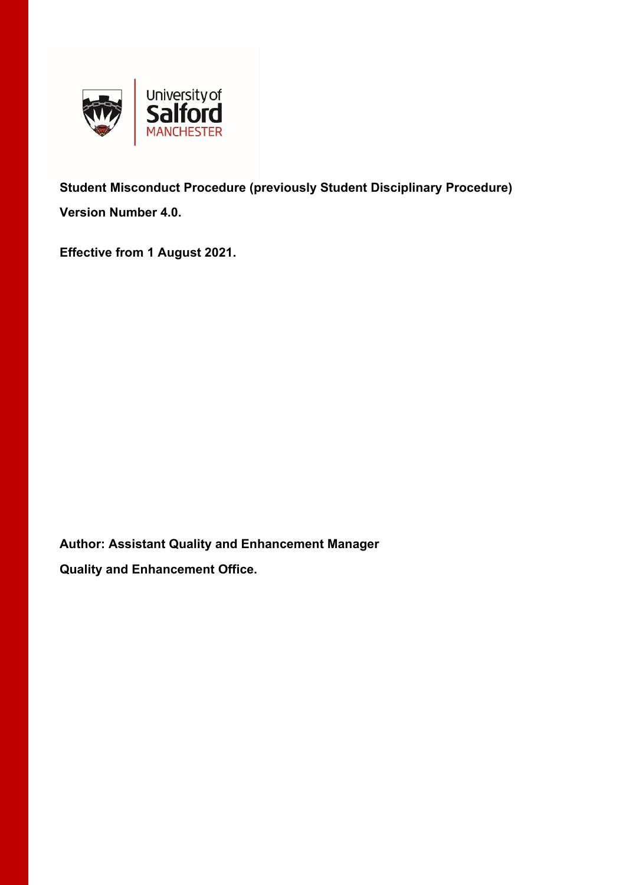**Student Misconduct Procedure (previously Student Disciplinary Procedure)**

**Version Number 4.0.**

**Effective from 1 August 2021.**

**Author: Assistant Quality and Enhancement Manager**

**Quality and Enhancement Office.**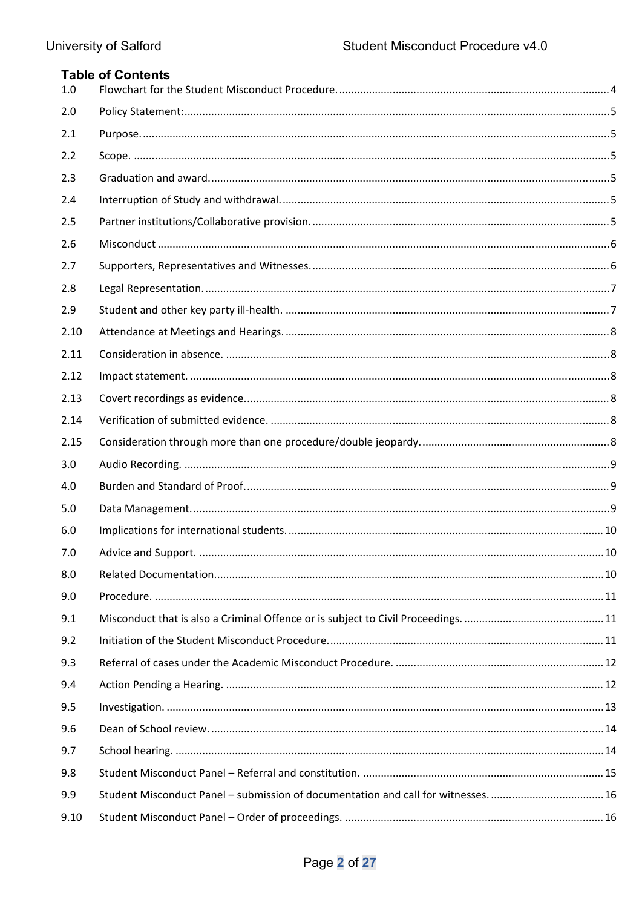## Table of Contents

| | | |
|---|---|---|
| 1.0 | Flowchart for the Student Misconduct Procedure. | 4 |
| 2.0 | Policy Statement: | 5 |
| 2.1 | Purpose. | 5 |
| 2.2 | Scope. | 5 |
| 2.3 | Graduation and award. | 5 |
| 2.4 | Interruption of Study and withdrawal. | 5 |
| 2.5 | Partner institutions/Collaborative provision. | 5 |
| 2.6 | Misconduct | 6 |
| 2.7 | Supporters, Representatives and Witnesses. | 6 |
| 2.8 | Legal Representation. | 7 |
| 2.9 | Student and other key party ill-health. | 7 |
| 2.10 | Attendance at Meetings and Hearings. | 8 |
| 2.11 | Consideration in absence. | 8 |
| 2.12 | Impact statement. | 8 |
| 2.13 | Covert recordings as evidence. | 8 |
| 2.14 | Verification of submitted evidence. | 8 |
| 2.15 | Consideration through more than one procedure/double jeopardy. | 8 |
| 3.0 | Audio Recording. | 9 |
| 4.0 | Burden and Standard of Proof. | 9 |
| 5.0 | Data Management. | 9 |
| 6.0 | Implications for international students. | 10 |
| 7.0 | Advice and Support. | 10 |
| 8.0 | Related Documentation. | 10 |
| 9.0 | Procedure. | 11 |
| 9.1 | Misconduct that is also a Criminal Offence or is subject to Civil Proceedings. | 11 |
| 9.2 | Initiation of the Student Misconduct Procedure. | 11 |
| 9.3 | Referral of cases under the Academic Misconduct Procedure. | 12 |
| 9.4 | Action Pending a Hearing. | 12 |
| 9.5 | Investigation. | 13 |
| 9.6 | Dean of School review. | 14 |
| 9.7 | School hearing. | 14 |
| 9.8 | Student Misconduct Panel – Referral and constitution. | 15 |
| 9.9 | Student Misconduct Panel – submission of documentation and call for witnesses. | 16 |
| 9.10 | Student Misconduct Panel – Order of proceedings. | 16 |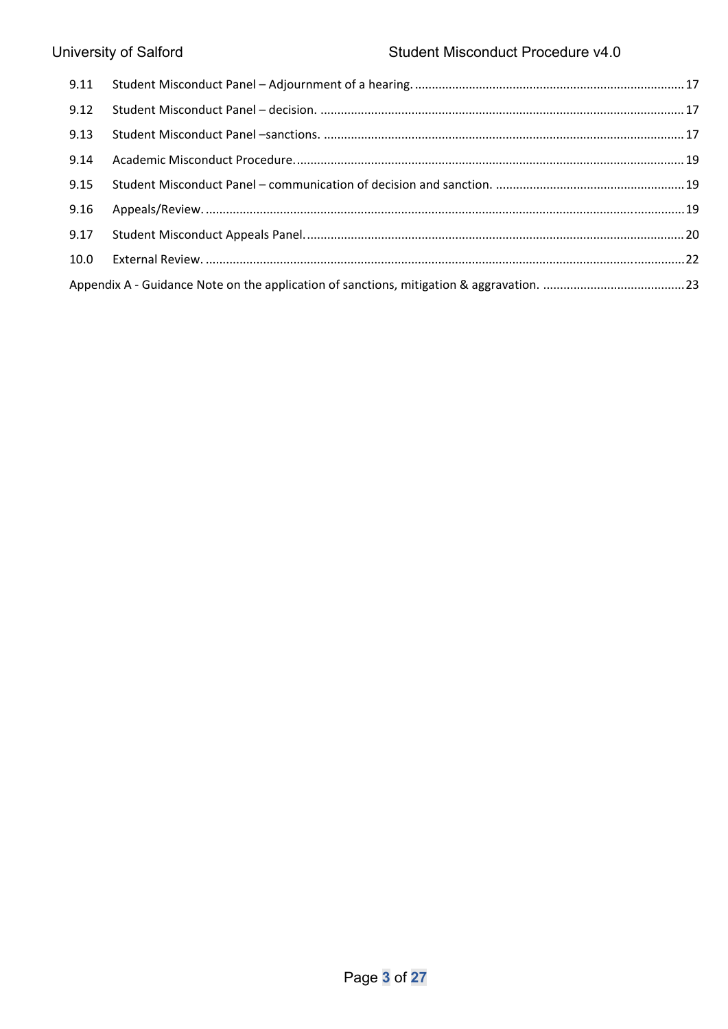| | | |
|---|---|---|
| 9.11 | Student Misconduct Panel – Adjournment of a hearing. | 17 |
| 9.12 | Student Misconduct Panel – decision. | 17 |
| 9.13 | Student Misconduct Panel –sanctions. | 17 |
| 9.14 | Academic Misconduct Procedure. | 19 |
| 9.15 | Student Misconduct Panel – communication of decision and sanction. | 19 |
| 9.16 | Appeals/Review. | 19 |
| 9.17 | Student Misconduct Appeals Panel. | 20 |
| 10.0 | External Review. | 22 |
| | Appendix A - Guidance Note on the application of sanctions, mitigation & aggravation. | 23 |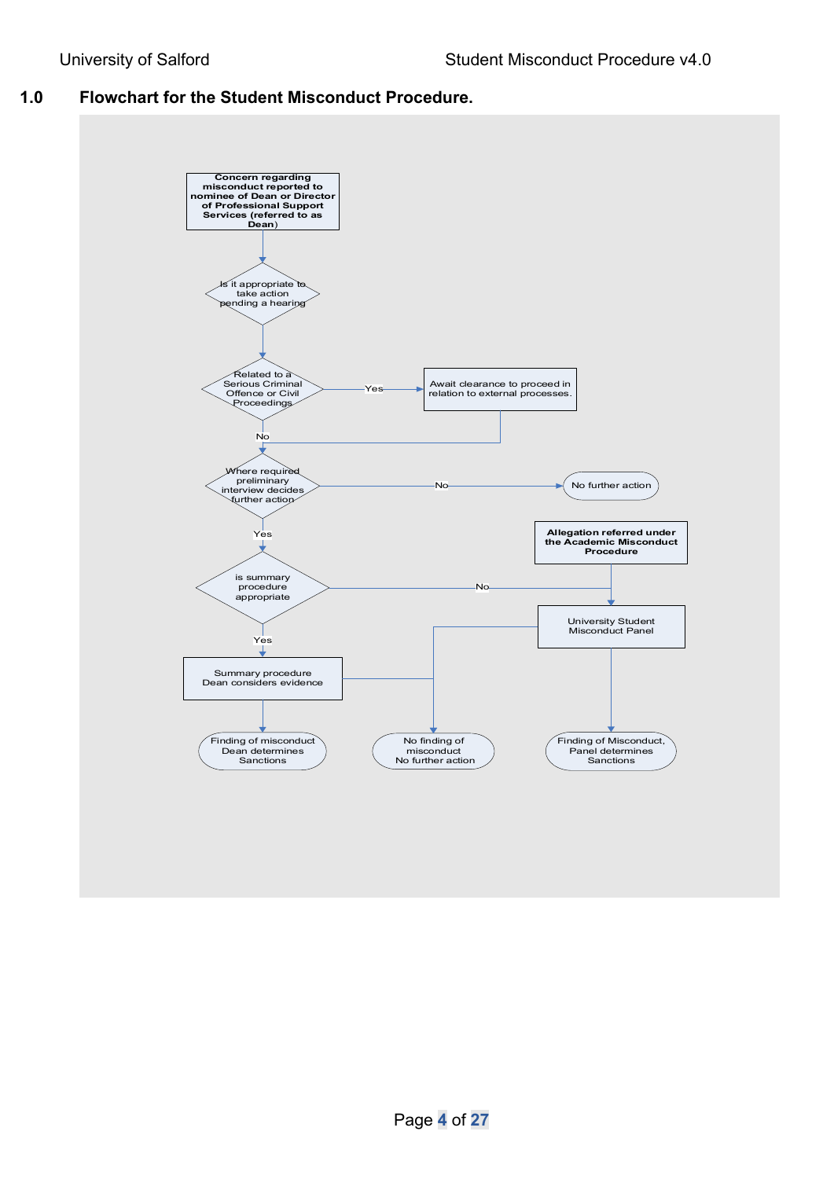## 1.0 Flowchart for the Student Misconduct Procedure.

Concern regarding misconduct reported to nominee of Dean or Director of Professional Support Services (referred to as Dean)

Is it appropriate to take action pending a hearing

Related to a Serious Criminal Offence or Civil Proceedings

Yes

Await clearance to proceed in relation to external processes.

No

Where required preliminary interview decides further action

No

No further action

Yes

Allegation referred under the Academic Misconduct Procedure

is summary procedure appropriate

No

University Student Misconduct Panel

Yes

Summary procedure Dean considers evidence

Finding of misconduct Dean determines Sanctions

No finding of misconduct No further action

Finding of Misconduct, Panel determines Sanctions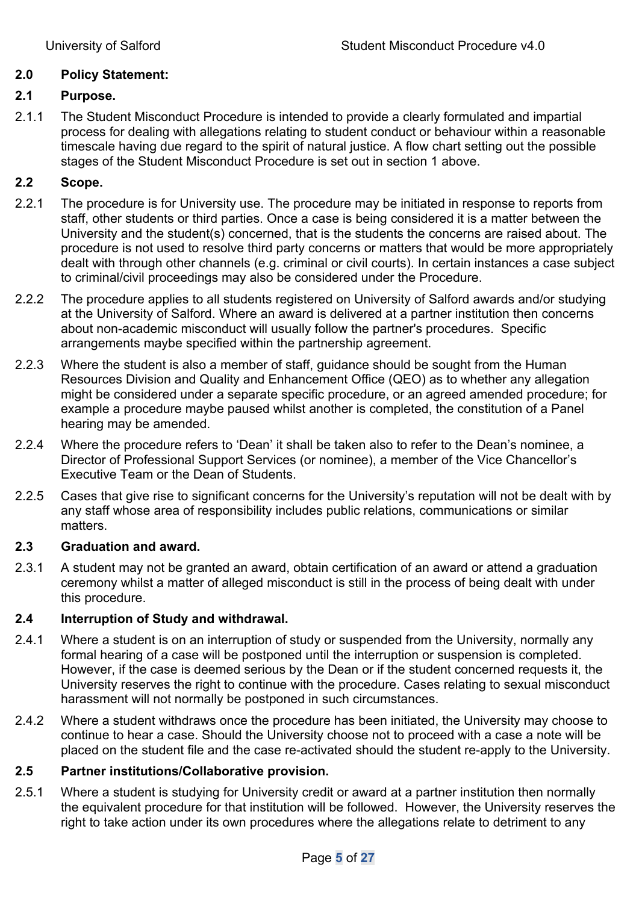## 2.0 Policy Statement:

### 2.1 Purpose.

2.1.1 The Student Misconduct Procedure is intended to provide a clearly formulated and impartial process for dealing with allegations relating to student conduct or behaviour within a reasonable timescale having due regard to the spirit of natural justice. A flow chart setting out the possible stages of the Student Misconduct Procedure is set out in section 1 above.

### 2.2 Scope.

2.2.1 The procedure is for University use. The procedure may be initiated in response to reports from staff, other students or third parties. Once a case is being considered it is a matter between the University and the student(s) concerned, that is the students the concerns are raised about. The procedure is not used to resolve third party concerns or matters that would be more appropriately dealt with through other channels (e.g. criminal or civil courts). In certain instances a case subject to criminal/civil proceedings may also be considered under the Procedure.

2.2.2 The procedure applies to all students registered on University of Salford awards and/or studying at the University of Salford. Where an award is delivered at a partner institution then concerns about non-academic misconduct will usually follow the partner's procedures. Specific arrangements maybe specified within the partnership agreement.

2.2.3 Where the student is also a member of staff, guidance should be sought from the Human Resources Division and Quality and Enhancement Office (QEO) as to whether any allegation might be considered under a separate specific procedure, or an agreed amended procedure; for example a procedure maybe paused whilst another is completed, the constitution of a Panel hearing may be amended.

2.2.4 Where the procedure refers to 'Dean' it shall be taken also to refer to the Dean's nominee, a Director of Professional Support Services (or nominee), a member of the Vice Chancellor's Executive Team or the Dean of Students.

2.2.5 Cases that give rise to significant concerns for the University's reputation will not be dealt with by any staff whose area of responsibility includes public relations, communications or similar matters.

### 2.3 Graduation and award.

2.3.1 A student may not be granted an award, obtain certification of an award or attend a graduation ceremony whilst a matter of alleged misconduct is still in the process of being dealt with under this procedure.

### 2.4 Interruption of Study and withdrawal.

2.4.1 Where a student is on an interruption of study or suspended from the University, normally any formal hearing of a case will be postponed until the interruption or suspension is completed. However, if the case is deemed serious by the Dean or if the student concerned requests it, the University reserves the right to continue with the procedure. Cases relating to sexual misconduct harassment will not normally be postponed in such circumstances.

2.4.2 Where a student withdraws once the procedure has been initiated, the University may choose to continue to hear a case. Should the University choose not to proceed with a case a note will be placed on the student file and the case re-activated should the student re-apply to the University.

### 2.5 Partner institutions/Collaborative provision.

2.5.1 Where a student is studying for University credit or award at a partner institution then normally the equivalent procedure for that institution will be followed. However, the University reserves the right to take action under its own procedures where the allegations relate to detriment to any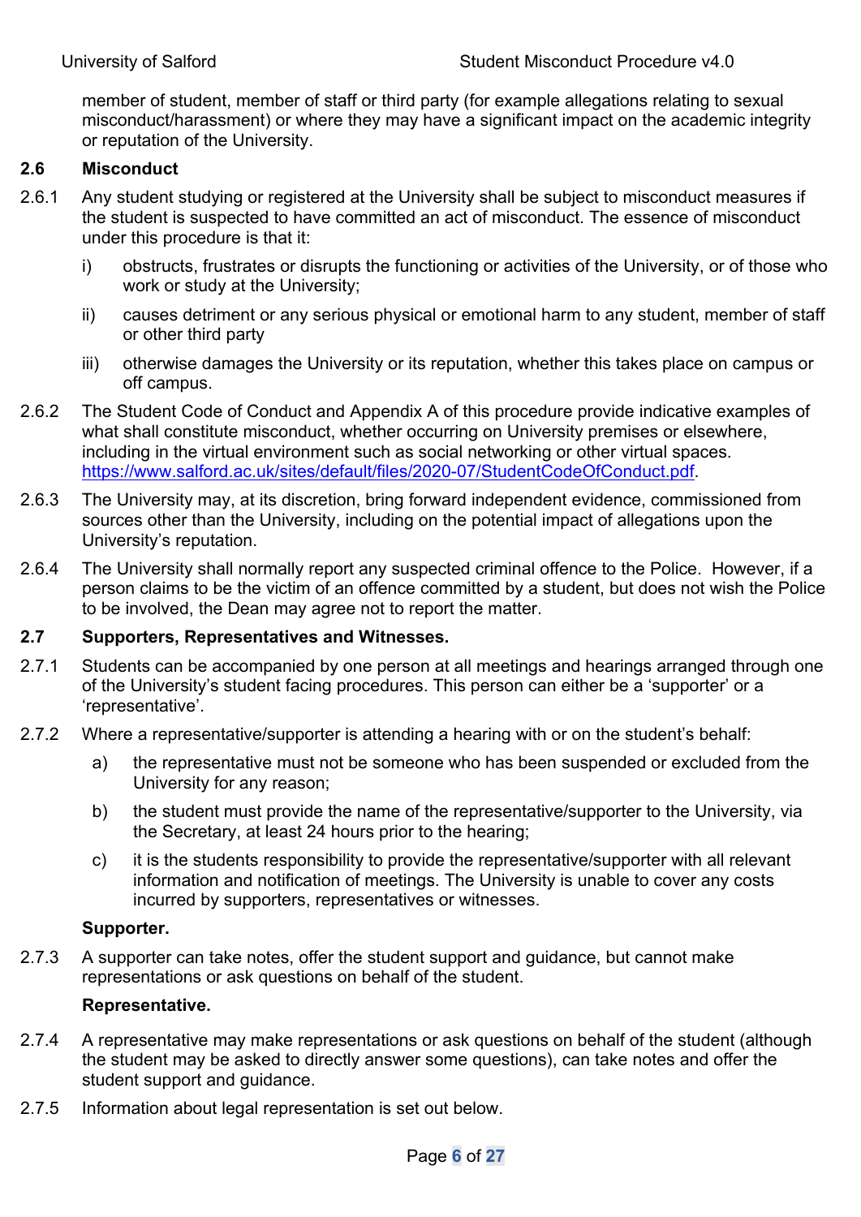member of student, member of staff or third party (for example allegations relating to sexual misconduct/harassment) or where they may have a significant impact on the academic integrity or reputation of the University.

## 2.6 Misconduct

2.6.1 Any student studying or registered at the University shall be subject to misconduct measures if the student is suspected to have committed an act of misconduct. The essence of misconduct under this procedure is that it:

- i) obstructs, frustrates or disrupts the functioning or activities of the University, or of those who work or study at the University;
- ii) causes detriment or any serious physical or emotional harm to any student, member of staff or other third party
- iii) otherwise damages the University or its reputation, whether this takes place on campus or off campus.

2.6.2 The Student Code of Conduct and Appendix A of this procedure provide indicative examples of what shall constitute misconduct, whether occurring on University premises or elsewhere, including in the virtual environment such as social networking or other virtual spaces. https://www.salford.ac.uk/sites/default/files/2020-07/StudentCodeOfConduct.pdf.

2.6.3 The University may, at its discretion, bring forward independent evidence, commissioned from sources other than the University, including on the potential impact of allegations upon the University's reputation.

2.6.4 The University shall normally report any suspected criminal offence to the Police. However, if a person claims to be the victim of an offence committed by a student, but does not wish the Police to be involved, the Dean may agree not to report the matter.

## 2.7 Supporters, Representatives and Witnesses.

2.7.1 Students can be accompanied by one person at all meetings and hearings arranged through one of the University's student facing procedures. This person can either be a 'supporter' or a 'representative'.

2.7.2 Where a representative/supporter is attending a hearing with or on the student's behalf:

- a) the representative must not be someone who has been suspended or excluded from the University for any reason;
- b) the student must provide the name of the representative/supporter to the University, via the Secretary, at least 24 hours prior to the hearing;
- c) it is the students responsibility to provide the representative/supporter with all relevant information and notification of meetings. The University is unable to cover any costs incurred by supporters, representatives or witnesses.

**Supporter.**

2.7.3 A supporter can take notes, offer the student support and guidance, but cannot make representations or ask questions on behalf of the student.

**Representative.**

2.7.4 A representative may make representations or ask questions on behalf of the student (although the student may be asked to directly answer some questions), can take notes and offer the student support and guidance.

2.7.5 Information about legal representation is set out below.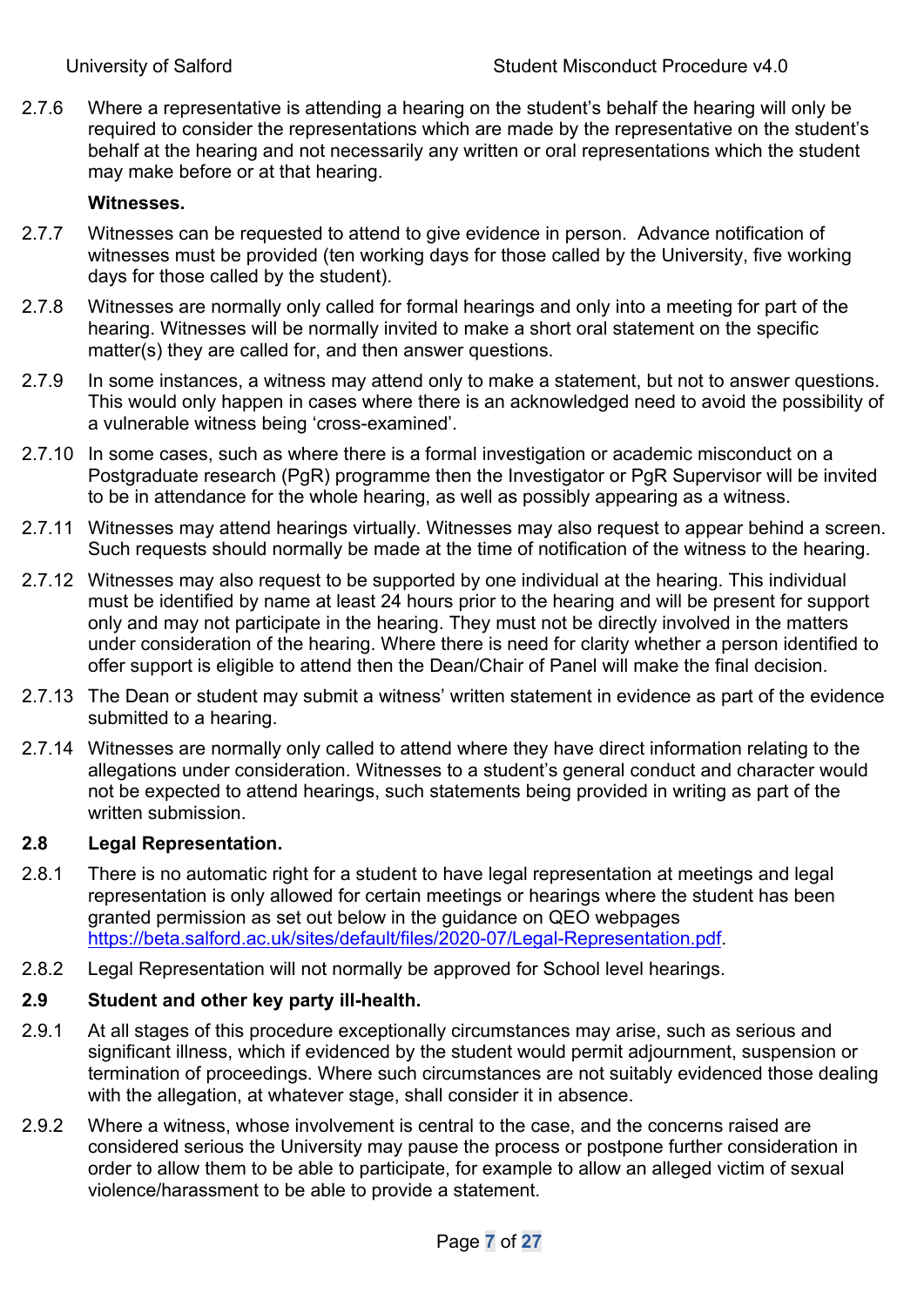2.7.6 Where a representative is attending a hearing on the student's behalf the hearing will only be required to consider the representations which are made by the representative on the student's behalf at the hearing and not necessarily any written or oral representations which the student may make before or at that hearing.

**Witnesses.**

2.7.7 Witnesses can be requested to attend to give evidence in person. Advance notification of witnesses must be provided (ten working days for those called by the University, five working days for those called by the student).

2.7.8 Witnesses are normally only called for formal hearings and only into a meeting for part of the hearing. Witnesses will be normally invited to make a short oral statement on the specific matter(s) they are called for, and then answer questions.

2.7.9 In some instances, a witness may attend only to make a statement, but not to answer questions. This would only happen in cases where there is an acknowledged need to avoid the possibility of a vulnerable witness being 'cross-examined'.

2.7.10 In some cases, such as where there is a formal investigation or academic misconduct on a Postgraduate research (PgR) programme then the Investigator or PgR Supervisor will be invited to be in attendance for the whole hearing, as well as possibly appearing as a witness.

2.7.11 Witnesses may attend hearings virtually. Witnesses may also request to appear behind a screen. Such requests should normally be made at the time of notification of the witness to the hearing.

2.7.12 Witnesses may also request to be supported by one individual at the hearing. This individual must be identified by name at least 24 hours prior to the hearing and will be present for support only and may not participate in the hearing. They must not be directly involved in the matters under consideration of the hearing. Where there is need for clarity whether a person identified to offer support is eligible to attend then the Dean/Chair of Panel will make the final decision.

2.7.13 The Dean or student may submit a witness' written statement in evidence as part of the evidence submitted to a hearing.

2.7.14 Witnesses are normally only called to attend where they have direct information relating to the allegations under consideration. Witnesses to a student's general conduct and character would not be expected to attend hearings, such statements being provided in writing as part of the written submission.

## 2.8 Legal Representation.

2.8.1 There is no automatic right for a student to have legal representation at meetings and legal representation is only allowed for certain meetings or hearings where the student has been granted permission as set out below in the guidance on QEO webpages [https://beta.salford.ac.uk/sites/default/files/2020-07/Legal-Representation.pdf](https://beta.salford.ac.uk/sites/default/files/2020-07/Legal-Representation.pdf).

2.8.2 Legal Representation will not normally be approved for School level hearings.

## 2.9 Student and other key party ill-health.

2.9.1 At all stages of this procedure exceptionally circumstances may arise, such as serious and significant illness, which if evidenced by the student would permit adjournment, suspension or termination of proceedings. Where such circumstances are not suitably evidenced those dealing with the allegation, at whatever stage, shall consider it in absence.

2.9.2 Where a witness, whose involvement is central to the case, and the concerns raised are considered serious the University may pause the process or postpone further consideration in order to allow them to be able to participate, for example to allow an alleged victim of sexual violence/harassment to be able to provide a statement.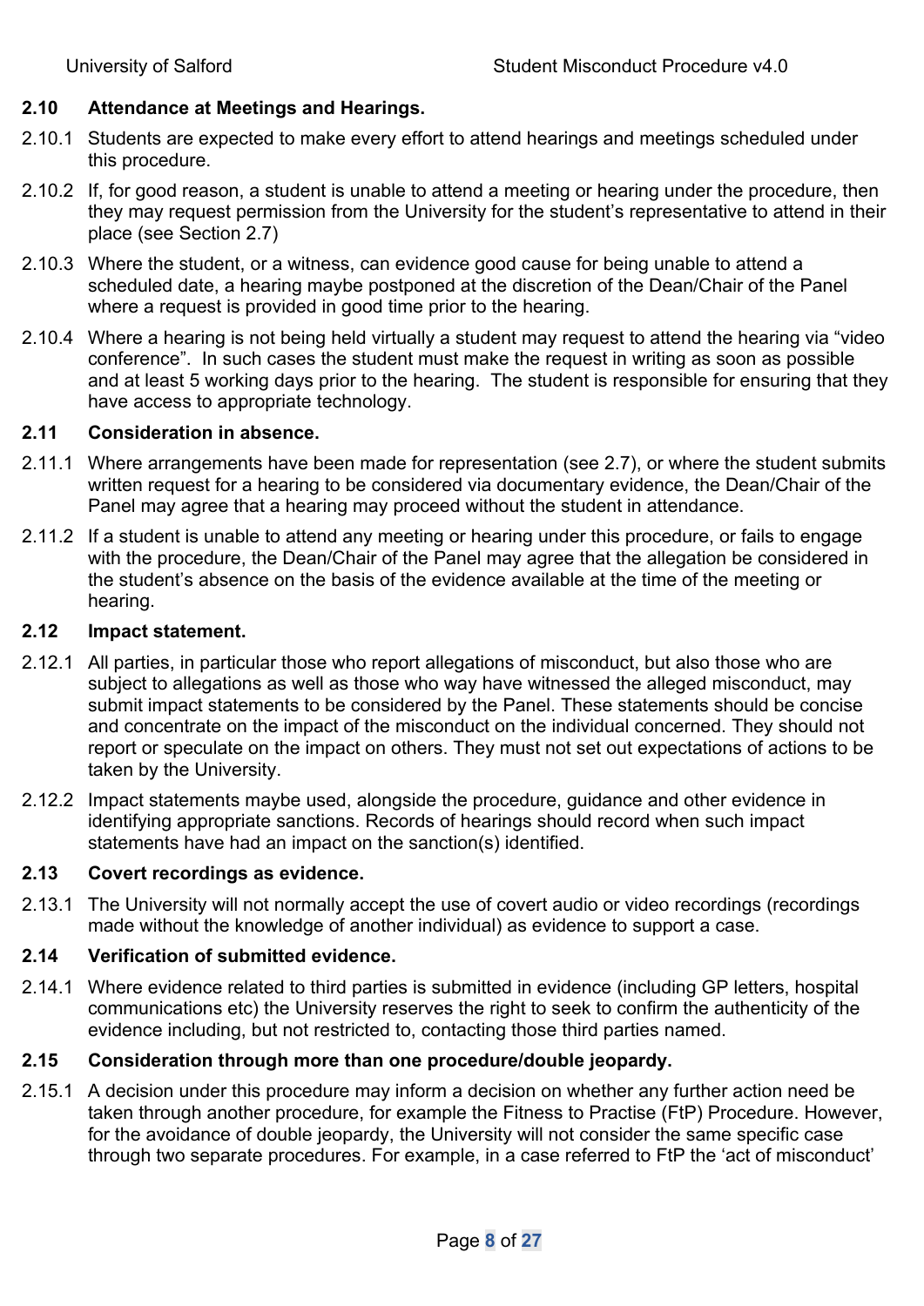### 2.10 Attendance at Meetings and Hearings.

2.10.1 Students are expected to make every effort to attend hearings and meetings scheduled under this procedure.

2.10.2 If, for good reason, a student is unable to attend a meeting or hearing under the procedure, then they may request permission from the University for the student's representative to attend in their place (see Section 2.7)

2.10.3 Where the student, or a witness, can evidence good cause for being unable to attend a scheduled date, a hearing maybe postponed at the discretion of the Dean/Chair of the Panel where a request is provided in good time prior to the hearing.

2.10.4 Where a hearing is not being held virtually a student may request to attend the hearing via "video conference". In such cases the student must make the request in writing as soon as possible and at least 5 working days prior to the hearing. The student is responsible for ensuring that they have access to appropriate technology.

### 2.11 Consideration in absence.

2.11.1 Where arrangements have been made for representation (see 2.7), or where the student submits written request for a hearing to be considered via documentary evidence, the Dean/Chair of the Panel may agree that a hearing may proceed without the student in attendance.

2.11.2 If a student is unable to attend any meeting or hearing under this procedure, or fails to engage with the procedure, the Dean/Chair of the Panel may agree that the allegation be considered in the student's absence on the basis of the evidence available at the time of the meeting or hearing.

### 2.12 Impact statement.

2.12.1 All parties, in particular those who report allegations of misconduct, but also those who are subject to allegations as well as those who way have witnessed the alleged misconduct, may submit impact statements to be considered by the Panel. These statements should be concise and concentrate on the impact of the misconduct on the individual concerned. They should not report or speculate on the impact on others. They must not set out expectations of actions to be taken by the University.

2.12.2 Impact statements maybe used, alongside the procedure, guidance and other evidence in identifying appropriate sanctions. Records of hearings should record when such impact statements have had an impact on the sanction(s) identified.

### 2.13 Covert recordings as evidence.

2.13.1 The University will not normally accept the use of covert audio or video recordings (recordings made without the knowledge of another individual) as evidence to support a case.

### 2.14 Verification of submitted evidence.

2.14.1 Where evidence related to third parties is submitted in evidence (including GP letters, hospital communications etc) the University reserves the right to seek to confirm the authenticity of the evidence including, but not restricted to, contacting those third parties named.

### 2.15 Consideration through more than one procedure/double jeopardy.

2.15.1 A decision under this procedure may inform a decision on whether any further action need be taken through another procedure, for example the Fitness to Practise (FtP) Procedure. However, for the avoidance of double jeopardy, the University will not consider the same specific case through two separate procedures. For example, in a case referred to FtP the 'act of misconduct'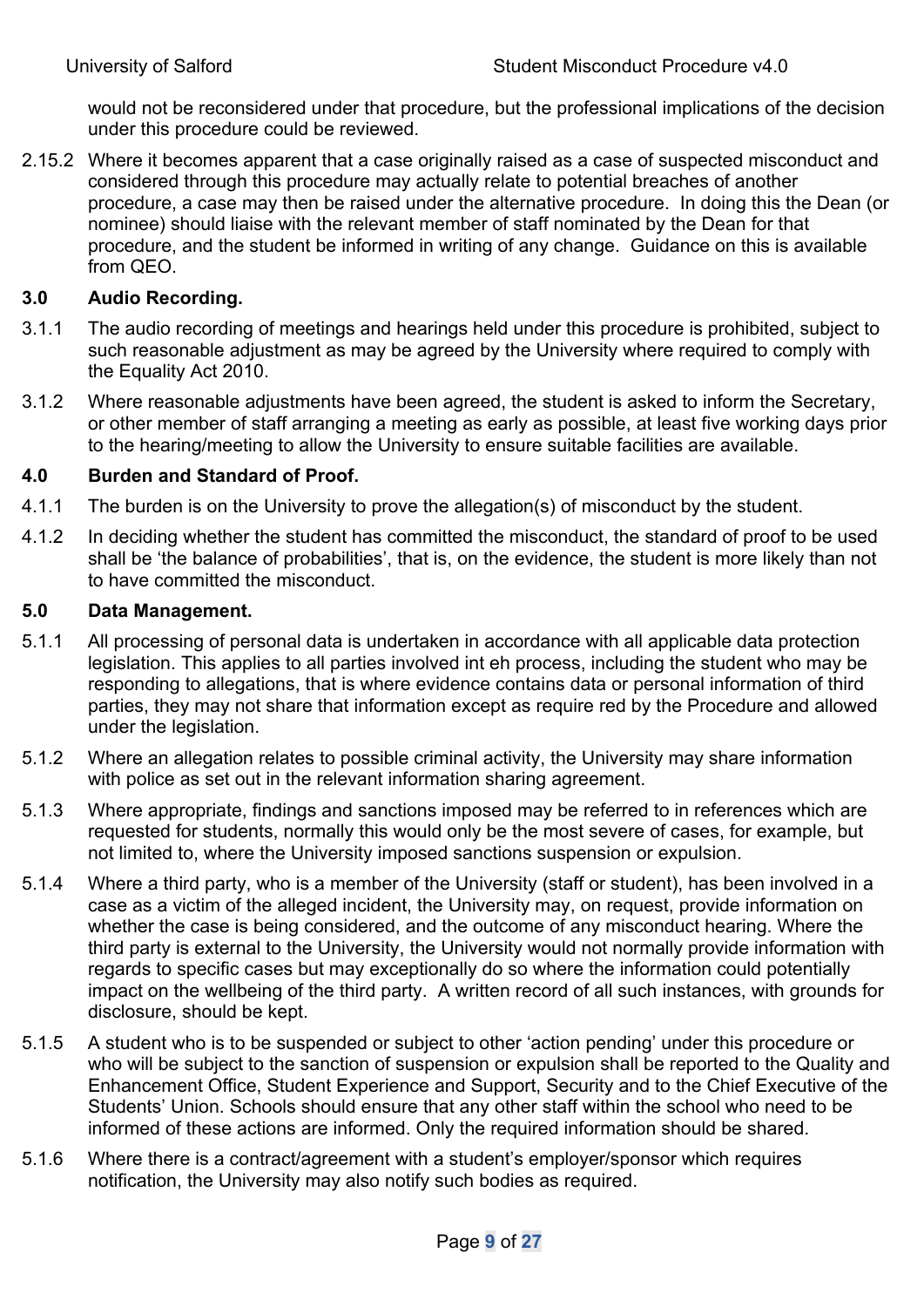would not be reconsidered under that procedure, but the professional implications of the decision under this procedure could be reviewed.

2.15.2 Where it becomes apparent that a case originally raised as a case of suspected misconduct and considered through this procedure may actually relate to potential breaches of another procedure, a case may then be raised under the alternative procedure. In doing this the Dean (or nominee) should liaise with the relevant member of staff nominated by the Dean for that procedure, and the student be informed in writing of any change. Guidance on this is available from QEO.

## 3.0 Audio Recording.

3.1.1 The audio recording of meetings and hearings held under this procedure is prohibited, subject to such reasonable adjustment as may be agreed by the University where required to comply with the Equality Act 2010.

3.1.2 Where reasonable adjustments have been agreed, the student is asked to inform the Secretary, or other member of staff arranging a meeting as early as possible, at least five working days prior to the hearing/meeting to allow the University to ensure suitable facilities are available.

## 4.0 Burden and Standard of Proof.

4.1.1 The burden is on the University to prove the allegation(s) of misconduct by the student.

4.1.2 In deciding whether the student has committed the misconduct, the standard of proof to be used shall be 'the balance of probabilities', that is, on the evidence, the student is more likely than not to have committed the misconduct.

## 5.0 Data Management.

5.1.1 All processing of personal data is undertaken in accordance with all applicable data protection legislation. This applies to all parties involved int eh process, including the student who may be responding to allegations, that is where evidence contains data or personal information of third parties, they may not share that information except as require red by the Procedure and allowed under the legislation.

5.1.2 Where an allegation relates to possible criminal activity, the University may share information with police as set out in the relevant information sharing agreement.

5.1.3 Where appropriate, findings and sanctions imposed may be referred to in references which are requested for students, normally this would only be the most severe of cases, for example, but not limited to, where the University imposed sanctions suspension or expulsion.

5.1.4 Where a third party, who is a member of the University (staff or student), has been involved in a case as a victim of the alleged incident, the University may, on request, provide information on whether the case is being considered, and the outcome of any misconduct hearing. Where the third party is external to the University, the University would not normally provide information with regards to specific cases but may exceptionally do so where the information could potentially impact on the wellbeing of the third party. A written record of all such instances, with grounds for disclosure, should be kept.

5.1.5 A student who is to be suspended or subject to other 'action pending' under this procedure or who will be subject to the sanction of suspension or expulsion shall be reported to the Quality and Enhancement Office, Student Experience and Support, Security and to the Chief Executive of the Students' Union. Schools should ensure that any other staff within the school who need to be informed of these actions are informed. Only the required information should be shared.

5.1.6 Where there is a contract/agreement with a student's employer/sponsor which requires notification, the University may also notify such bodies as required.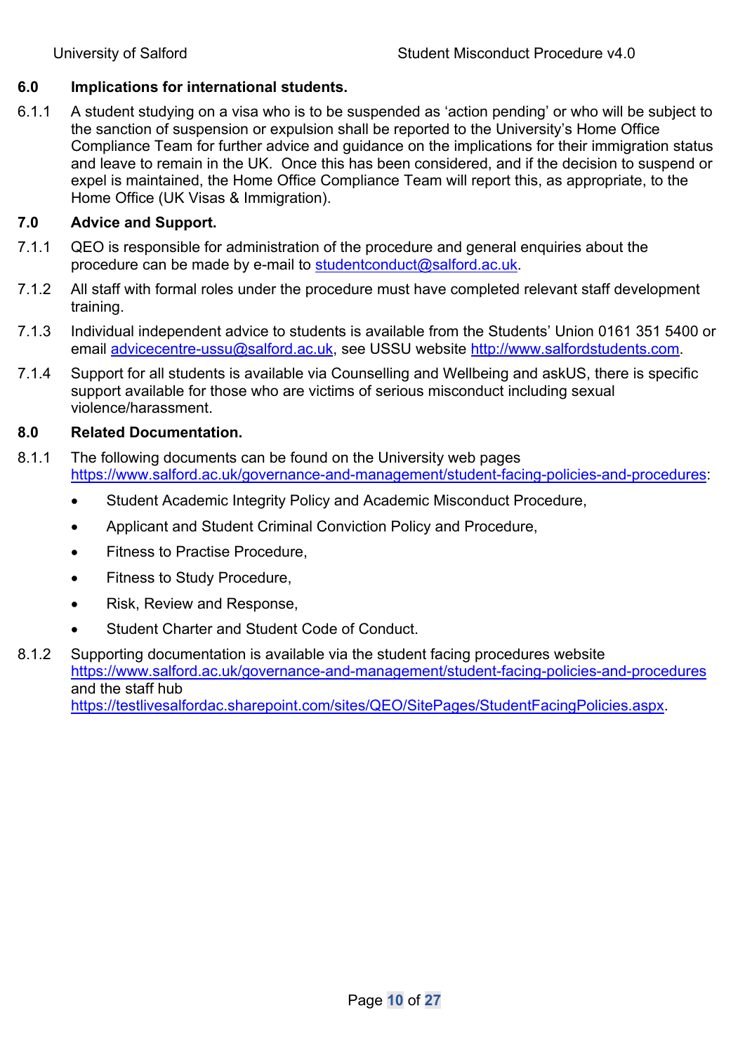## 6.0 Implications for international students.

6.1.1 A student studying on a visa who is to be suspended as 'action pending' or who will be subject to the sanction of suspension or expulsion shall be reported to the University's Home Office Compliance Team for further advice and guidance on the implications for their immigration status and leave to remain in the UK. Once this has been considered, and if the decision to suspend or expel is maintained, the Home Office Compliance Team will report this, as appropriate, to the Home Office (UK Visas & Immigration).

## 7.0 Advice and Support.

7.1.1 QEO is responsible for administration of the procedure and general enquiries about the procedure can be made by e-mail to studentconduct@salford.ac.uk.

7.1.2 All staff with formal roles under the procedure must have completed relevant staff development training.

7.1.3 Individual independent advice to students is available from the Students' Union 0161 351 5400 or email advicecentre-ussu@salford.ac.uk, see USSU website http://www.salfordstudents.com.

7.1.4 Support for all students is available via Counselling and Wellbeing and askUS, there is specific support available for those who are victims of serious misconduct including sexual violence/harassment.

## 8.0 Related Documentation.

8.1.1 The following documents can be found on the University web pages https://www.salford.ac.uk/governance-and-management/student-facing-policies-and-procedures:

- Student Academic Integrity Policy and Academic Misconduct Procedure,
- Applicant and Student Criminal Conviction Policy and Procedure,
- Fitness to Practise Procedure,
- Fitness to Study Procedure,
- Risk, Review and Response,
- Student Charter and Student Code of Conduct.

8.1.2 Supporting documentation is available via the student facing procedures website https://www.salford.ac.uk/governance-and-management/student-facing-policies-and-procedures and the staff hub https://testlivesalfordac.sharepoint.com/sites/QEO/SitePages/StudentFacingPolicies.aspx.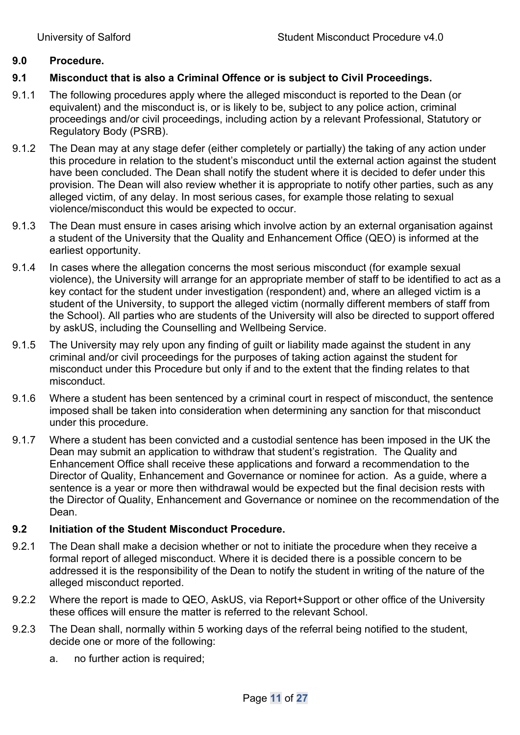## 9.0 Procedure.

### 9.1 Misconduct that is also a Criminal Offence or is subject to Civil Proceedings.

9.1.1 The following procedures apply where the alleged misconduct is reported to the Dean (or equivalent) and the misconduct is, or is likely to be, subject to any police action, criminal proceedings and/or civil proceedings, including action by a relevant Professional, Statutory or Regulatory Body (PSRB).

9.1.2 The Dean may at any stage defer (either completely or partially) the taking of any action under this procedure in relation to the student's misconduct until the external action against the student have been concluded. The Dean shall notify the student where it is decided to defer under this provision. The Dean will also review whether it is appropriate to notify other parties, such as any alleged victim, of any delay. In most serious cases, for example those relating to sexual violence/misconduct this would be expected to occur.

9.1.3 The Dean must ensure in cases arising which involve action by an external organisation against a student of the University that the Quality and Enhancement Office (QEO) is informed at the earliest opportunity.

9.1.4 In cases where the allegation concerns the most serious misconduct (for example sexual violence), the University will arrange for an appropriate member of staff to be identified to act as a key contact for the student under investigation (respondent) and, where an alleged victim is a student of the University, to support the alleged victim (normally different members of staff from the School). All parties who are students of the University will also be directed to support offered by askUS, including the Counselling and Wellbeing Service.

9.1.5 The University may rely upon any finding of guilt or liability made against the student in any criminal and/or civil proceedings for the purposes of taking action against the student for misconduct under this Procedure but only if and to the extent that the finding relates to that misconduct.

9.1.6 Where a student has been sentenced by a criminal court in respect of misconduct, the sentence imposed shall be taken into consideration when determining any sanction for that misconduct under this procedure.

9.1.7 Where a student has been convicted and a custodial sentence has been imposed in the UK the Dean may submit an application to withdraw that student's registration. The Quality and Enhancement Office shall receive these applications and forward a recommendation to the Director of Quality, Enhancement and Governance or nominee for action. As a guide, where a sentence is a year or more then withdrawal would be expected but the final decision rests with the Director of Quality, Enhancement and Governance or nominee on the recommendation of the Dean.

### 9.2 Initiation of the Student Misconduct Procedure.

9.2.1 The Dean shall make a decision whether or not to initiate the procedure when they receive a formal report of alleged misconduct. Where it is decided there is a possible concern to be addressed it is the responsibility of the Dean to notify the student in writing of the nature of the alleged misconduct reported.

9.2.2 Where the report is made to QEO, AskUS, via Report+Support or other office of the University these offices will ensure the matter is referred to the relevant School.

9.2.3 The Dean shall, normally within 5 working days of the referral being notified to the student, decide one or more of the following:

a. no further action is required;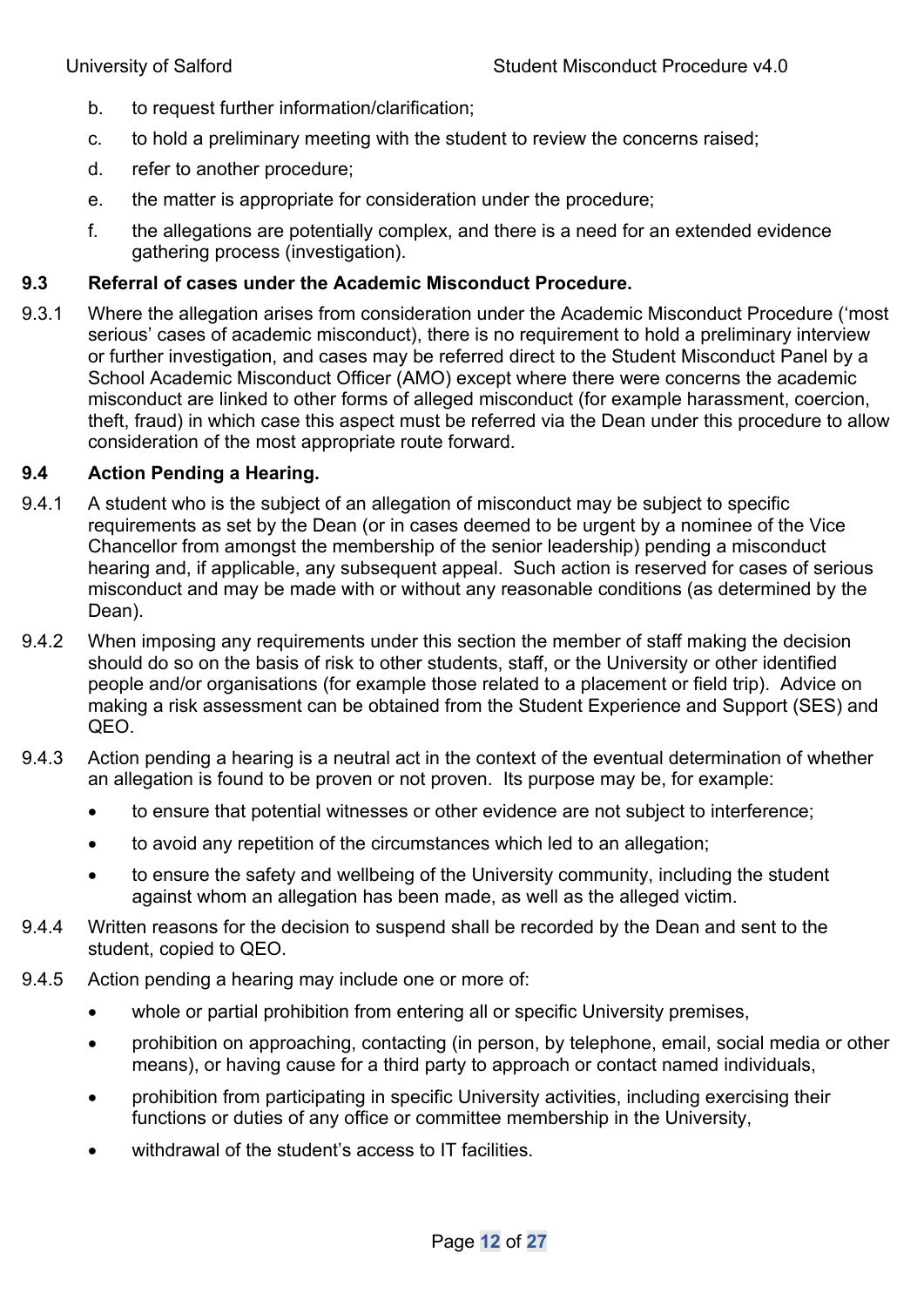b. to request further information/clarification;

c. to hold a preliminary meeting with the student to review the concerns raised;

d. refer to another procedure;

e. the matter is appropriate for consideration under the procedure;

f. the allegations are potentially complex, and there is a need for an extended evidence gathering process (investigation).

**9.3 Referral of cases under the Academic Misconduct Procedure.**

9.3.1 Where the allegation arises from consideration under the Academic Misconduct Procedure ('most serious' cases of academic misconduct), there is no requirement to hold a preliminary interview or further investigation, and cases may be referred direct to the Student Misconduct Panel by a School Academic Misconduct Officer (AMO) except where there were concerns the academic misconduct are linked to other forms of alleged misconduct (for example harassment, coercion, theft, fraud) in which case this aspect must be referred via the Dean under this procedure to allow consideration of the most appropriate route forward.

**9.4 Action Pending a Hearing.**

9.4.1 A student who is the subject of an allegation of misconduct may be subject to specific requirements as set by the Dean (or in cases deemed to be urgent by a nominee of the Vice Chancellor from amongst the membership of the senior leadership) pending a misconduct hearing and, if applicable, any subsequent appeal. Such action is reserved for cases of serious misconduct and may be made with or without any reasonable conditions (as determined by the Dean).

9.4.2 When imposing any requirements under this section the member of staff making the decision should do so on the basis of risk to other students, staff, or the University or other identified people and/or organisations (for example those related to a placement or field trip). Advice on making a risk assessment can be obtained from the Student Experience and Support (SES) and QEO.

9.4.3 Action pending a hearing is a neutral act in the context of the eventual determination of whether an allegation is found to be proven or not proven. Its purpose may be, for example:

- to ensure that potential witnesses or other evidence are not subject to interference;
- to avoid any repetition of the circumstances which led to an allegation;
- to ensure the safety and wellbeing of the University community, including the student against whom an allegation has been made, as well as the alleged victim.

9.4.4 Written reasons for the decision to suspend shall be recorded by the Dean and sent to the student, copied to QEO.

9.4.5 Action pending a hearing may include one or more of:

- whole or partial prohibition from entering all or specific University premises,
- prohibition on approaching, contacting (in person, by telephone, email, social media or other means), or having cause for a third party to approach or contact named individuals,
- prohibition from participating in specific University activities, including exercising their functions or duties of any office or committee membership in the University,
- withdrawal of the student's access to IT facilities.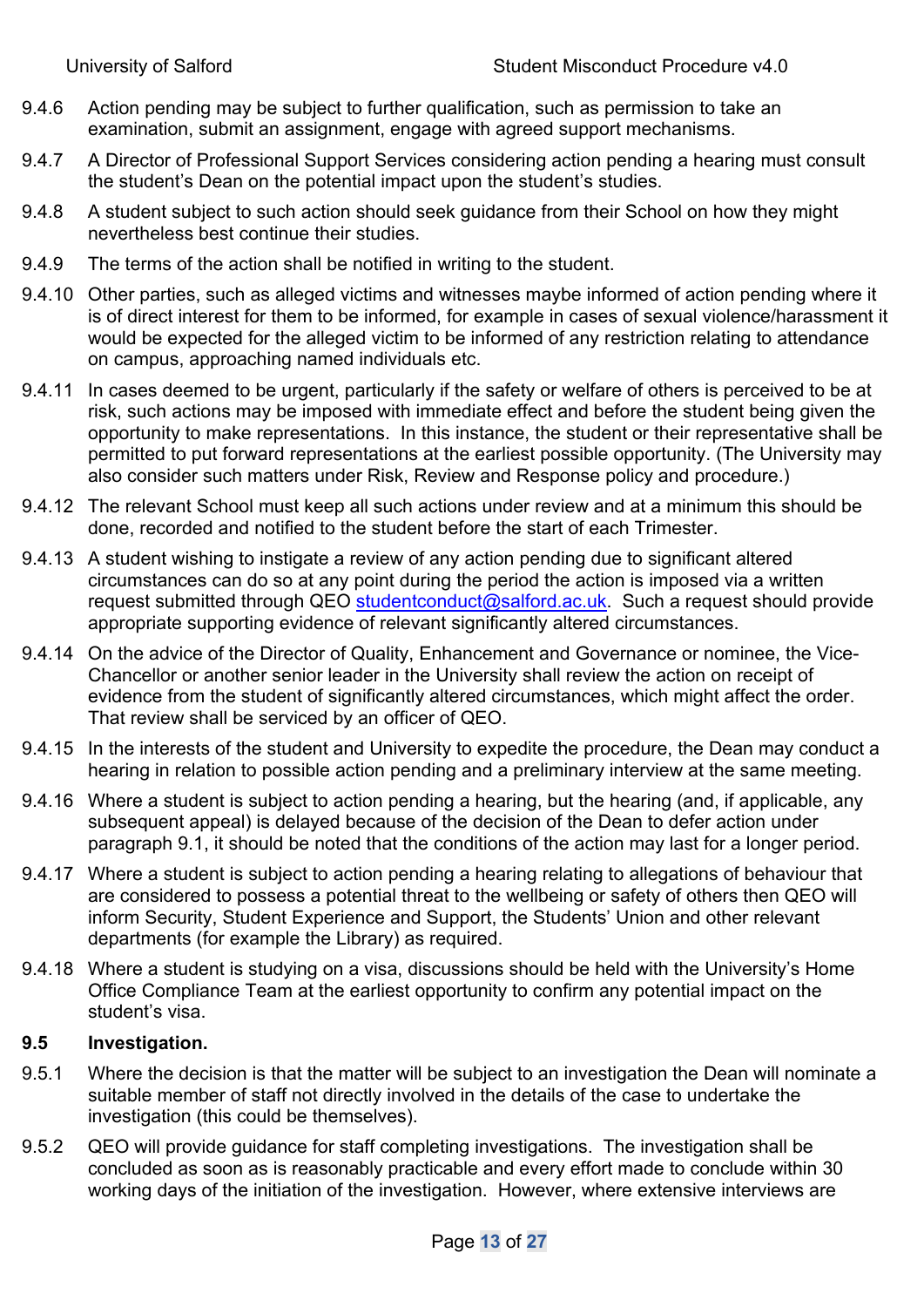9.4.6 Action pending may be subject to further qualification, such as permission to take an examination, submit an assignment, engage with agreed support mechanisms.

9.4.7 A Director of Professional Support Services considering action pending a hearing must consult the student's Dean on the potential impact upon the student's studies.

9.4.8 A student subject to such action should seek guidance from their School on how they might nevertheless best continue their studies.

9.4.9 The terms of the action shall be notified in writing to the student.

9.4.10 Other parties, such as alleged victims and witnesses maybe informed of action pending where it is of direct interest for them to be informed, for example in cases of sexual violence/harassment it would be expected for the alleged victim to be informed of any restriction relating to attendance on campus, approaching named individuals etc.

9.4.11 In cases deemed to be urgent, particularly if the safety or welfare of others is perceived to be at risk, such actions may be imposed with immediate effect and before the student being given the opportunity to make representations. In this instance, the student or their representative shall be permitted to put forward representations at the earliest possible opportunity. (The University may also consider such matters under Risk, Review and Response policy and procedure.)

9.4.12 The relevant School must keep all such actions under review and at a minimum this should be done, recorded and notified to the student before the start of each Trimester.

9.4.13 A student wishing to instigate a review of any action pending due to significant altered circumstances can do so at any point during the period the action is imposed via a written request submitted through QEO studentconduct@salford.ac.uk. Such a request should provide appropriate supporting evidence of relevant significantly altered circumstances.

9.4.14 On the advice of the Director of Quality, Enhancement and Governance or nominee, the Vice-Chancellor or another senior leader in the University shall review the action on receipt of evidence from the student of significantly altered circumstances, which might affect the order. That review shall be serviced by an officer of QEO.

9.4.15 In the interests of the student and University to expedite the procedure, the Dean may conduct a hearing in relation to possible action pending and a preliminary interview at the same meeting.

9.4.16 Where a student is subject to action pending a hearing, but the hearing (and, if applicable, any subsequent appeal) is delayed because of the decision of the Dean to defer action under paragraph 9.1, it should be noted that the conditions of the action may last for a longer period.

9.4.17 Where a student is subject to action pending a hearing relating to allegations of behaviour that are considered to possess a potential threat to the wellbeing or safety of others then QEO will inform Security, Student Experience and Support, the Students' Union and other relevant departments (for example the Library) as required.

9.4.18 Where a student is studying on a visa, discussions should be held with the University's Home Office Compliance Team at the earliest opportunity to confirm any potential impact on the student's visa.

**9.5 Investigation.**

9.5.1 Where the decision is that the matter will be subject to an investigation the Dean will nominate a suitable member of staff not directly involved in the details of the case to undertake the investigation (this could be themselves).

9.5.2 QEO will provide guidance for staff completing investigations. The investigation shall be concluded as soon as is reasonably practicable and every effort made to conclude within 30 working days of the initiation of the investigation. However, where extensive interviews are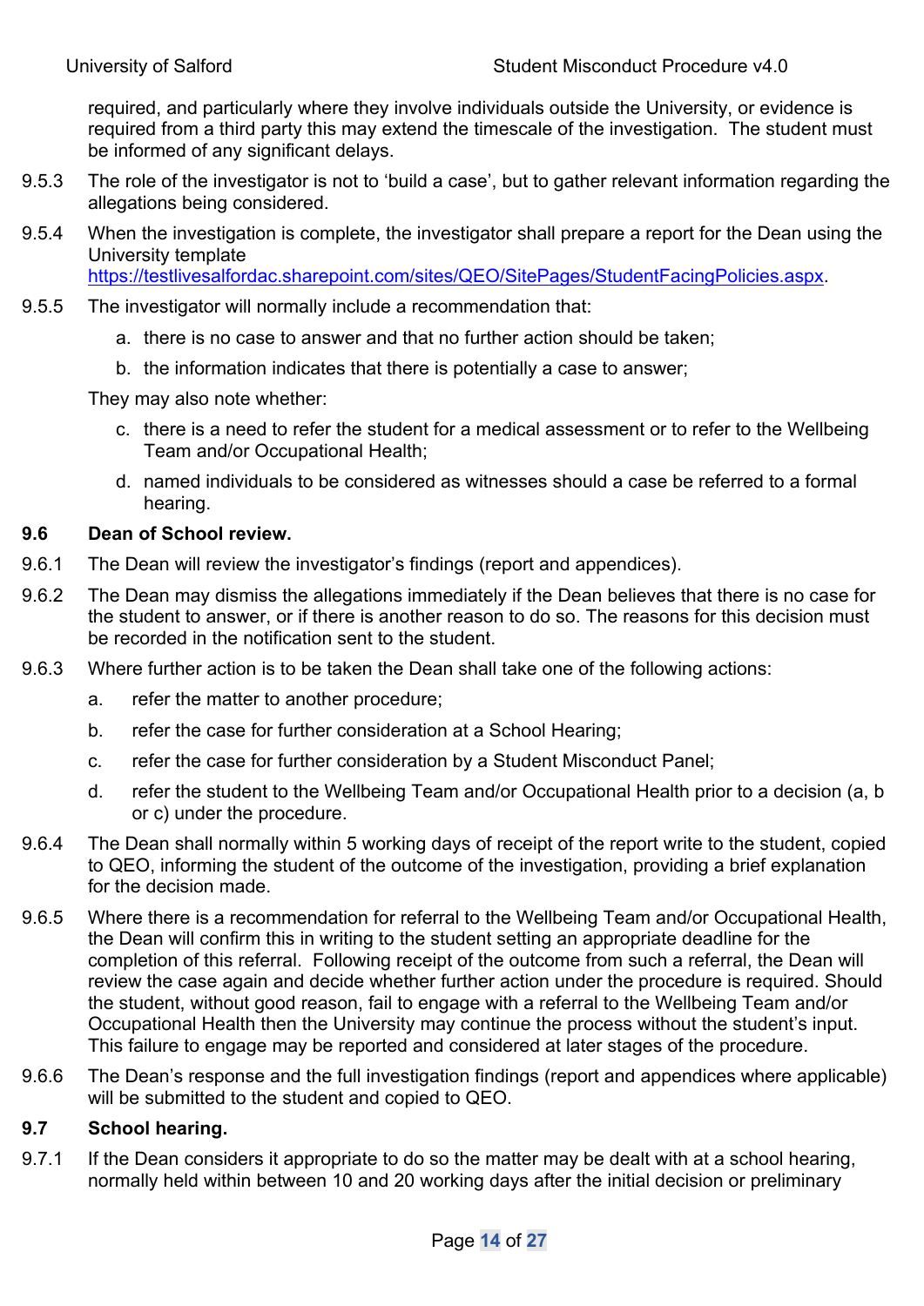required, and particularly where they involve individuals outside the University, or evidence is required from a third party this may extend the timescale of the investigation. The student must be informed of any significant delays.

9.5.3 The role of the investigator is not to 'build a case', but to gather relevant information regarding the allegations being considered.

9.5.4 When the investigation is complete, the investigator shall prepare a report for the Dean using the University template https://testlivesalfordac.sharepoint.com/sites/QEO/SitePages/StudentFacingPolicies.aspx.

9.5.5 The investigator will normally include a recommendation that:

a. there is no case to answer and that no further action should be taken;

b. the information indicates that there is potentially a case to answer;

They may also note whether:

c. there is a need to refer the student for a medical assessment or to refer to the Wellbeing Team and/or Occupational Health;

d. named individuals to be considered as witnesses should a case be referred to a formal hearing.

**9.6 Dean of School review.**

9.6.1 The Dean will review the investigator's findings (report and appendices).

9.6.2 The Dean may dismiss the allegations immediately if the Dean believes that there is no case for the student to answer, or if there is another reason to do so. The reasons for this decision must be recorded in the notification sent to the student.

9.6.3 Where further action is to be taken the Dean shall take one of the following actions:

a. refer the matter to another procedure;

b. refer the case for further consideration at a School Hearing;

c. refer the case for further consideration by a Student Misconduct Panel;

d. refer the student to the Wellbeing Team and/or Occupational Health prior to a decision (a, b or c) under the procedure.

9.6.4 The Dean shall normally within 5 working days of receipt of the report write to the student, copied to QEO, informing the student of the outcome of the investigation, providing a brief explanation for the decision made.

9.6.5 Where there is a recommendation for referral to the Wellbeing Team and/or Occupational Health, the Dean will confirm this in writing to the student setting an appropriate deadline for the completion of this referral. Following receipt of the outcome from such a referral, the Dean will review the case again and decide whether further action under the procedure is required. Should the student, without good reason, fail to engage with a referral to the Wellbeing Team and/or Occupational Health then the University may continue the process without the student's input. This failure to engage may be reported and considered at later stages of the procedure.

9.6.6 The Dean's response and the full investigation findings (report and appendices where applicable) will be submitted to the student and copied to QEO.

**9.7 School hearing.**

9.7.1 If the Dean considers it appropriate to do so the matter may be dealt with at a school hearing, normally held within between 10 and 20 working days after the initial decision or preliminary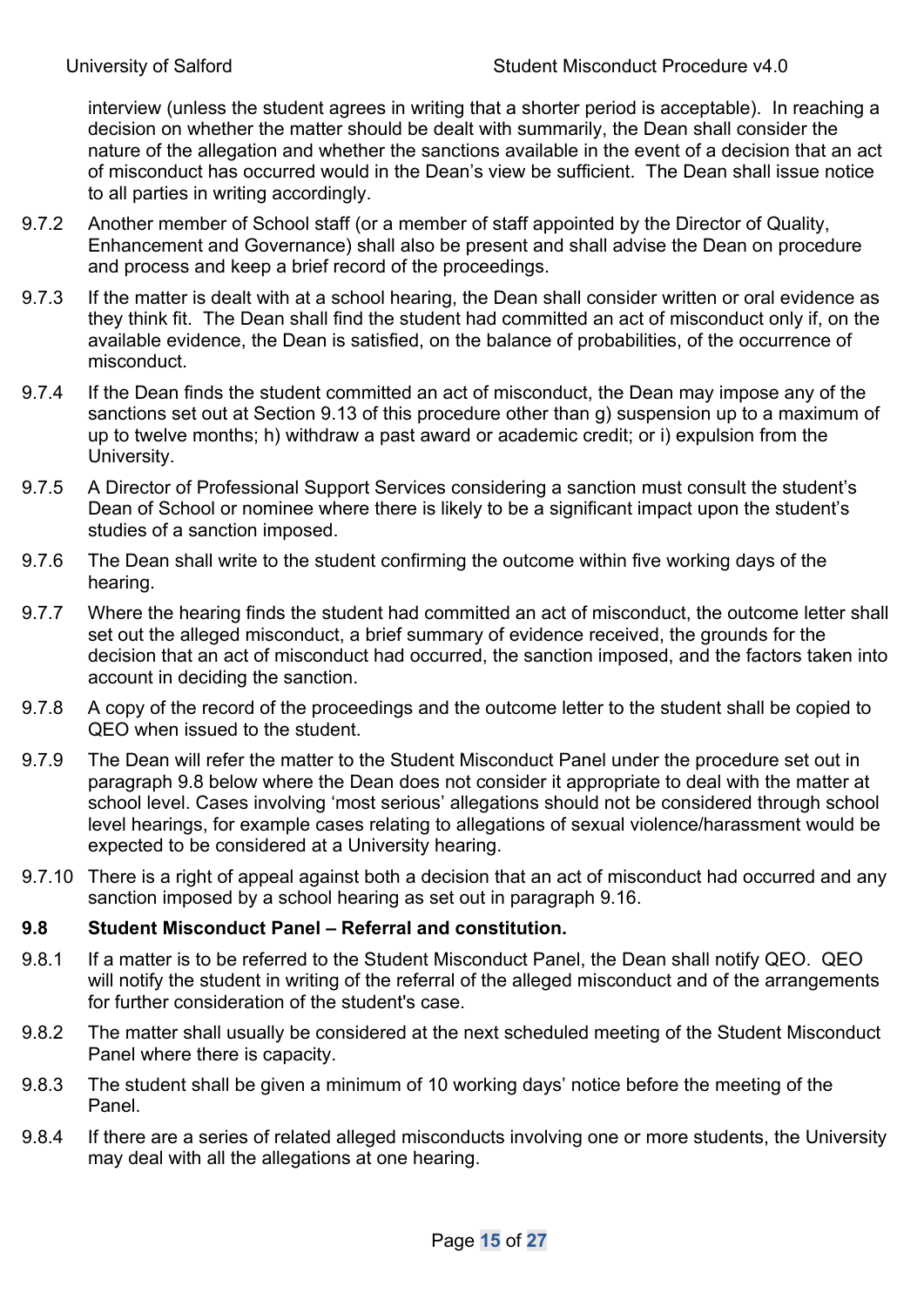interview (unless the student agrees in writing that a shorter period is acceptable). In reaching a decision on whether the matter should be dealt with summarily, the Dean shall consider the nature of the allegation and whether the sanctions available in the event of a decision that an act of misconduct has occurred would in the Dean's view be sufficient. The Dean shall issue notice to all parties in writing accordingly.

9.7.2 Another member of School staff (or a member of staff appointed by the Director of Quality, Enhancement and Governance) shall also be present and shall advise the Dean on procedure and process and keep a brief record of the proceedings.

9.7.3 If the matter is dealt with at a school hearing, the Dean shall consider written or oral evidence as they think fit. The Dean shall find the student had committed an act of misconduct only if, on the available evidence, the Dean is satisfied, on the balance of probabilities, of the occurrence of misconduct.

9.7.4 If the Dean finds the student committed an act of misconduct, the Dean may impose any of the sanctions set out at Section 9.13 of this procedure other than g) suspension up to a maximum of up to twelve months; h) withdraw a past award or academic credit; or i) expulsion from the University.

9.7.5 A Director of Professional Support Services considering a sanction must consult the student's Dean of School or nominee where there is likely to be a significant impact upon the student's studies of a sanction imposed.

9.7.6 The Dean shall write to the student confirming the outcome within five working days of the hearing.

9.7.7 Where the hearing finds the student had committed an act of misconduct, the outcome letter shall set out the alleged misconduct, a brief summary of evidence received, the grounds for the decision that an act of misconduct had occurred, the sanction imposed, and the factors taken into account in deciding the sanction.

9.7.8 A copy of the record of the proceedings and the outcome letter to the student shall be copied to QEO when issued to the student.

9.7.9 The Dean will refer the matter to the Student Misconduct Panel under the procedure set out in paragraph 9.8 below where the Dean does not consider it appropriate to deal with the matter at school level. Cases involving 'most serious' allegations should not be considered through school level hearings, for example cases relating to allegations of sexual violence/harassment would be expected to be considered at a University hearing.

9.7.10 There is a right of appeal against both a decision that an act of misconduct had occurred and any sanction imposed by a school hearing as set out in paragraph 9.16.

### 9.8 Student Misconduct Panel – Referral and constitution.

9.8.1 If a matter is to be referred to the Student Misconduct Panel, the Dean shall notify QEO. QEO will notify the student in writing of the referral of the alleged misconduct and of the arrangements for further consideration of the student's case.

9.8.2 The matter shall usually be considered at the next scheduled meeting of the Student Misconduct Panel where there is capacity.

9.8.3 The student shall be given a minimum of 10 working days' notice before the meeting of the Panel.

9.8.4 If there are a series of related alleged misconducts involving one or more students, the University may deal with all the allegations at one hearing.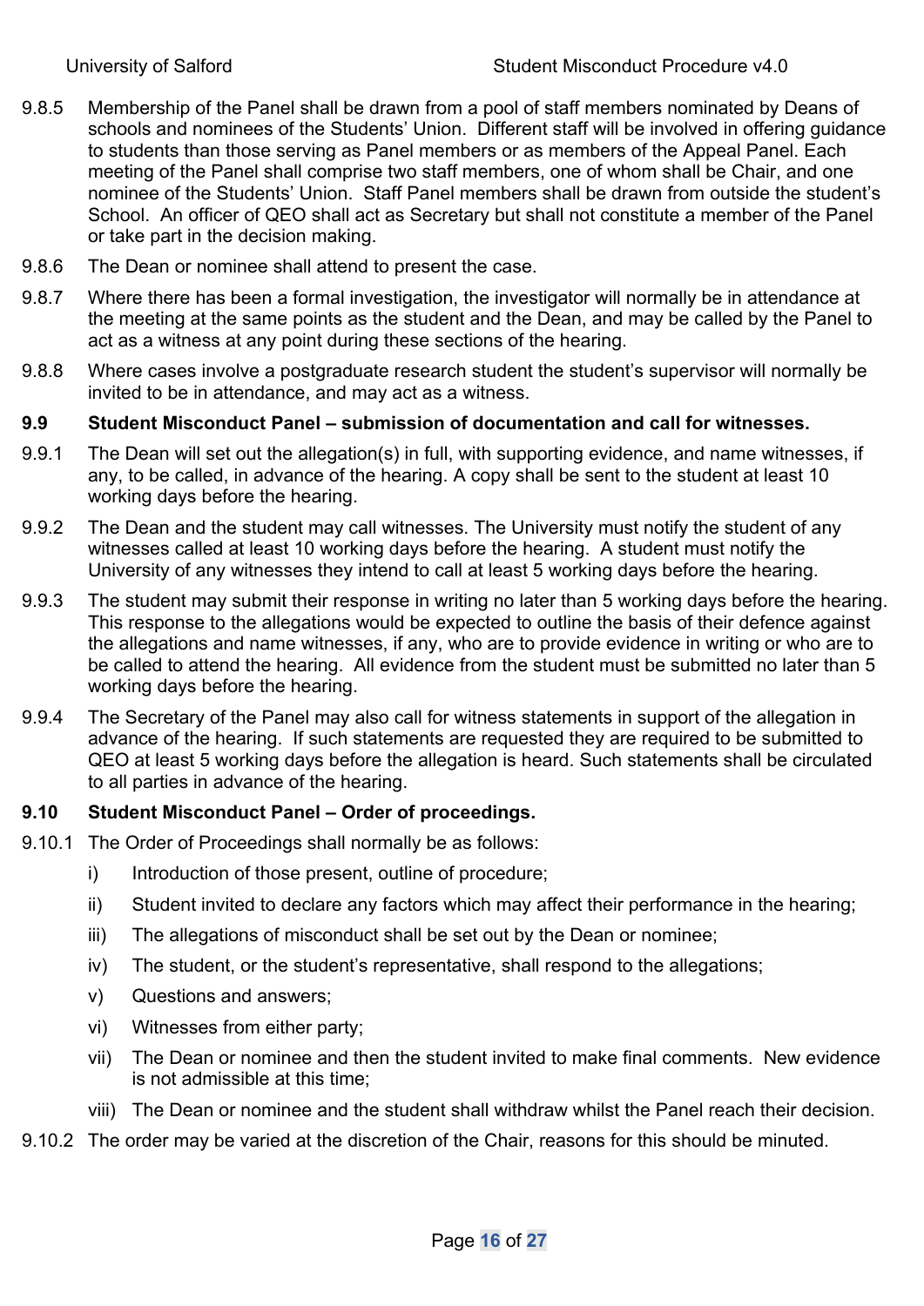9.8.5 Membership of the Panel shall be drawn from a pool of staff members nominated by Deans of schools and nominees of the Students' Union. Different staff will be involved in offering guidance to students than those serving as Panel members or as members of the Appeal Panel. Each meeting of the Panel shall comprise two staff members, one of whom shall be Chair, and one nominee of the Students' Union. Staff Panel members shall be drawn from outside the student's School. An officer of QEO shall act as Secretary but shall not constitute a member of the Panel or take part in the decision making.

9.8.6 The Dean or nominee shall attend to present the case.

9.8.7 Where there has been a formal investigation, the investigator will normally be in attendance at the meeting at the same points as the student and the Dean, and may be called by the Panel to act as a witness at any point during these sections of the hearing.

9.8.8 Where cases involve a postgraduate research student the student's supervisor will normally be invited to be in attendance, and may act as a witness.

**9.9 Student Misconduct Panel – submission of documentation and call for witnesses.**

9.9.1 The Dean will set out the allegation(s) in full, with supporting evidence, and name witnesses, if any, to be called, in advance of the hearing. A copy shall be sent to the student at least 10 working days before the hearing.

9.9.2 The Dean and the student may call witnesses. The University must notify the student of any witnesses called at least 10 working days before the hearing. A student must notify the University of any witnesses they intend to call at least 5 working days before the hearing.

9.9.3 The student may submit their response in writing no later than 5 working days before the hearing. This response to the allegations would be expected to outline the basis of their defence against the allegations and name witnesses, if any, who are to provide evidence in writing or who are to be called to attend the hearing. All evidence from the student must be submitted no later than 5 working days before the hearing.

9.9.4 The Secretary of the Panel may also call for witness statements in support of the allegation in advance of the hearing. If such statements are requested they are required to be submitted to QEO at least 5 working days before the allegation is heard. Such statements shall be circulated to all parties in advance of the hearing.

**9.10 Student Misconduct Panel – Order of proceedings.**

9.10.1 The Order of Proceedings shall normally be as follows:

i) Introduction of those present, outline of procedure;

ii) Student invited to declare any factors which may affect their performance in the hearing;

iii) The allegations of misconduct shall be set out by the Dean or nominee;

iv) The student, or the student's representative, shall respond to the allegations;

v) Questions and answers;

vi) Witnesses from either party;

vii) The Dean or nominee and then the student invited to make final comments. New evidence is not admissible at this time;

viii) The Dean or nominee and the student shall withdraw whilst the Panel reach their decision.

9.10.2 The order may be varied at the discretion of the Chair, reasons for this should be minuted.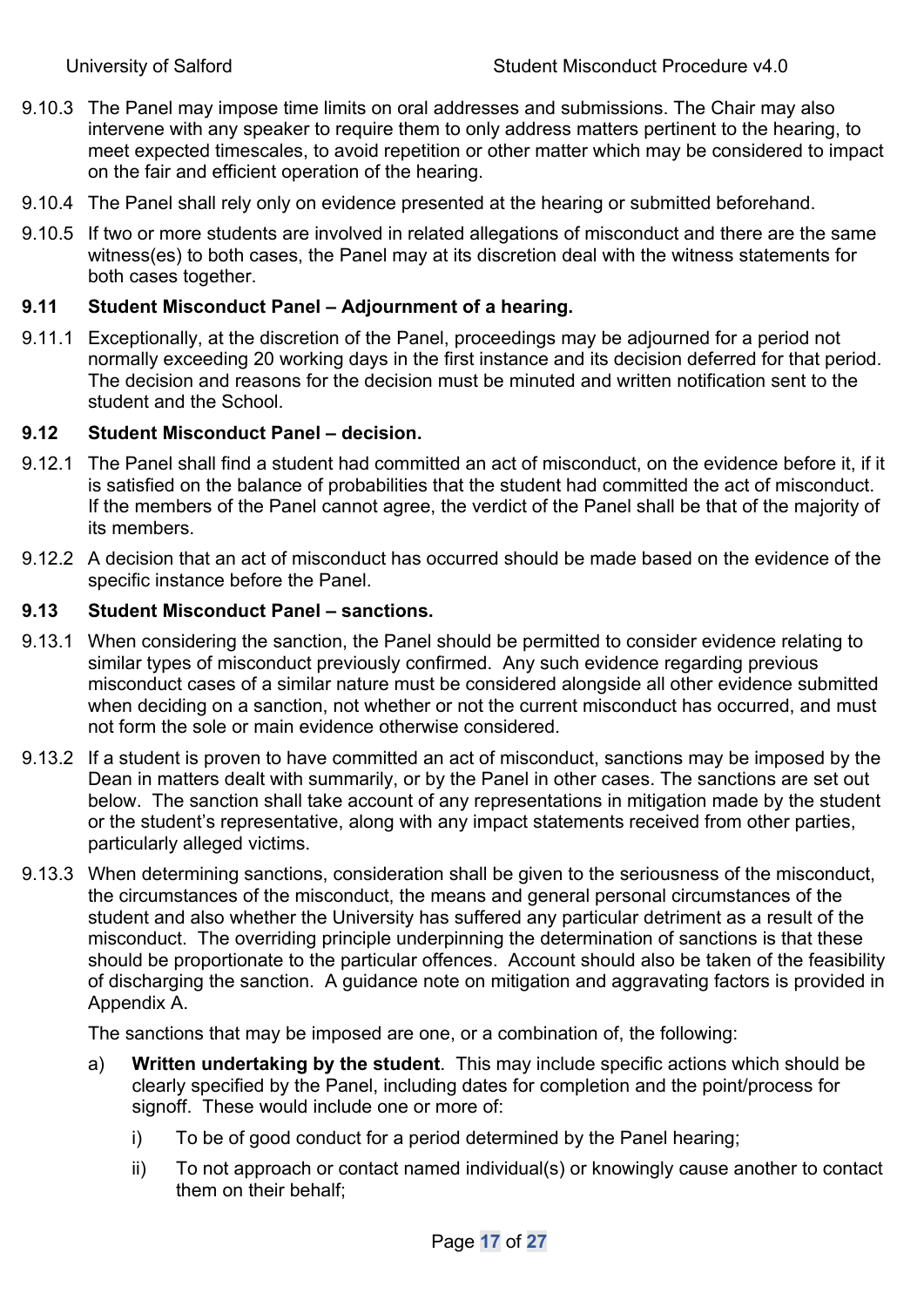9.10.3 The Panel may impose time limits on oral addresses and submissions. The Chair may also intervene with any speaker to require them to only address matters pertinent to the hearing, to meet expected timescales, to avoid repetition or other matter which may be considered to impact on the fair and efficient operation of the hearing.

9.10.4 The Panel shall rely only on evidence presented at the hearing or submitted beforehand.

9.10.5 If two or more students are involved in related allegations of misconduct and there are the same witness(es) to both cases, the Panel may at its discretion deal with the witness statements for both cases together.

### 9.11 Student Misconduct Panel – Adjournment of a hearing.

9.11.1 Exceptionally, at the discretion of the Panel, proceedings may be adjourned for a period not normally exceeding 20 working days in the first instance and its decision deferred for that period. The decision and reasons for the decision must be minuted and written notification sent to the student and the School.

### 9.12 Student Misconduct Panel – decision.

9.12.1 The Panel shall find a student had committed an act of misconduct, on the evidence before it, if it is satisfied on the balance of probabilities that the student had committed the act of misconduct. If the members of the Panel cannot agree, the verdict of the Panel shall be that of the majority of its members.

9.12.2 A decision that an act of misconduct has occurred should be made based on the evidence of the specific instance before the Panel.

### 9.13 Student Misconduct Panel – sanctions.

9.13.1 When considering the sanction, the Panel should be permitted to consider evidence relating to similar types of misconduct previously confirmed. Any such evidence regarding previous misconduct cases of a similar nature must be considered alongside all other evidence submitted when deciding on a sanction, not whether or not the current misconduct has occurred, and must not form the sole or main evidence otherwise considered.

9.13.2 If a student is proven to have committed an act of misconduct, sanctions may be imposed by the Dean in matters dealt with summarily, or by the Panel in other cases. The sanctions are set out below. The sanction shall take account of any representations in mitigation made by the student or the student's representative, along with any impact statements received from other parties, particularly alleged victims.

9.13.3 When determining sanctions, consideration shall be given to the seriousness of the misconduct, the circumstances of the misconduct, the means and general personal circumstances of the student and also whether the University has suffered any particular detriment as a result of the misconduct. The overriding principle underpinning the determination of sanctions is that these should be proportionate to the particular offences. Account should also be taken of the feasibility of discharging the sanction. A guidance note on mitigation and aggravating factors is provided in Appendix A.

The sanctions that may be imposed are one, or a combination of, the following:

a) **Written undertaking by the student**. This may include specific actions which should be clearly specified by the Panel, including dates for completion and the point/process for signoff. These would include one or more of:

   i) To be of good conduct for a period determined by the Panel hearing;

   ii) To not approach or contact named individual(s) or knowingly cause another to contact them on their behalf;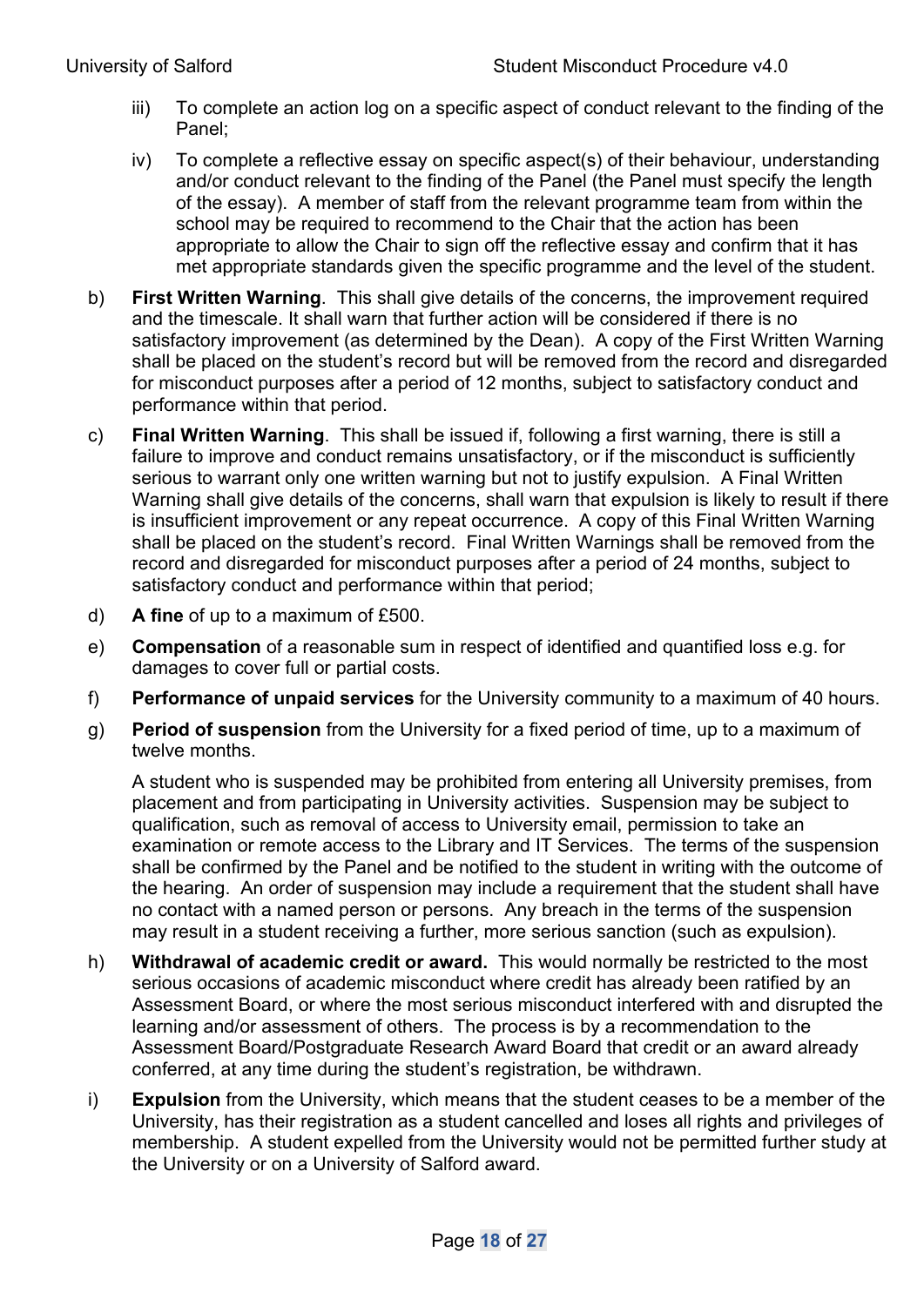iii) To complete an action log on a specific aspect of conduct relevant to the finding of the Panel;

iv) To complete a reflective essay on specific aspect(s) of their behaviour, understanding and/or conduct relevant to the finding of the Panel (the Panel must specify the length of the essay). A member of staff from the relevant programme team from within the school may be required to recommend to the Chair that the action has been appropriate to allow the Chair to sign off the reflective essay and confirm that it has met appropriate standards given the specific programme and the level of the student.

b) **First Written Warning**. This shall give details of the concerns, the improvement required and the timescale. It shall warn that further action will be considered if there is no satisfactory improvement (as determined by the Dean). A copy of the First Written Warning shall be placed on the student's record but will be removed from the record and disregarded for misconduct purposes after a period of 12 months, subject to satisfactory conduct and performance within that period.

c) **Final Written Warning**. This shall be issued if, following a first warning, there is still a failure to improve and conduct remains unsatisfactory, or if the misconduct is sufficiently serious to warrant only one written warning but not to justify expulsion. A Final Written Warning shall give details of the concerns, shall warn that expulsion is likely to result if there is insufficient improvement or any repeat occurrence. A copy of this Final Written Warning shall be placed on the student's record. Final Written Warnings shall be removed from the record and disregarded for misconduct purposes after a period of 24 months, subject to satisfactory conduct and performance within that period;

d) **A fine** of up to a maximum of £500.

e) **Compensation** of a reasonable sum in respect of identified and quantified loss e.g. for damages to cover full or partial costs.

f) **Performance of unpaid services** for the University community to a maximum of 40 hours.

g) **Period of suspension** from the University for a fixed period of time, up to a maximum of twelve months.

A student who is suspended may be prohibited from entering all University premises, from placement and from participating in University activities. Suspension may be subject to qualification, such as removal of access to University email, permission to take an examination or remote access to the Library and IT Services. The terms of the suspension shall be confirmed by the Panel and be notified to the student in writing with the outcome of the hearing. An order of suspension may include a requirement that the student shall have no contact with a named person or persons. Any breach in the terms of the suspension may result in a student receiving a further, more serious sanction (such as expulsion).

h) **Withdrawal of academic credit or award.** This would normally be restricted to the most serious occasions of academic misconduct where credit has already been ratified by an Assessment Board, or where the most serious misconduct interfered with and disrupted the learning and/or assessment of others. The process is by a recommendation to the Assessment Board/Postgraduate Research Award Board that credit or an award already conferred, at any time during the student's registration, be withdrawn.

i) **Expulsion** from the University, which means that the student ceases to be a member of the University, has their registration as a student cancelled and loses all rights and privileges of membership. A student expelled from the University would not be permitted further study at the University or on a University of Salford award.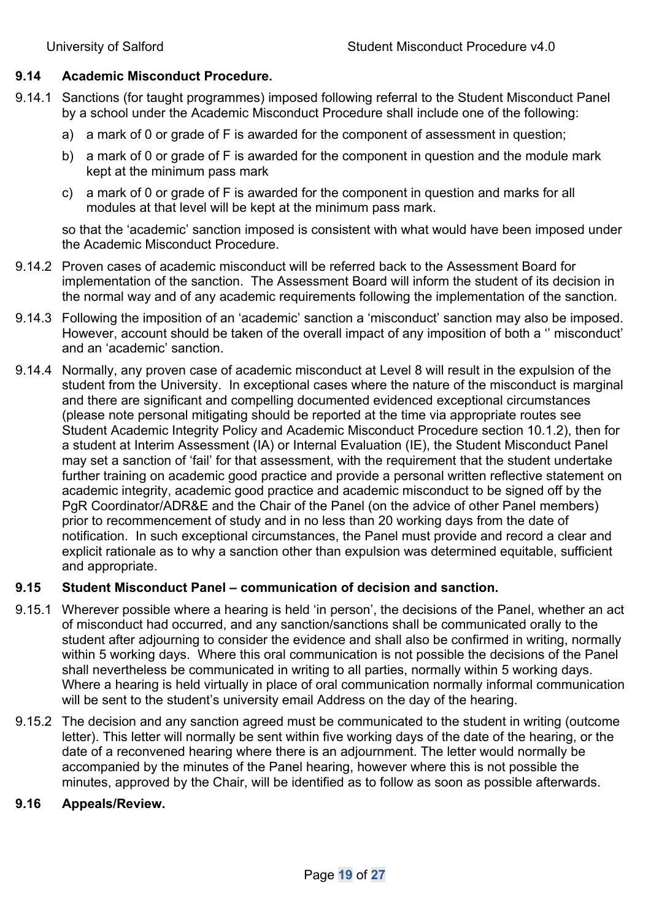### 9.14 Academic Misconduct Procedure.

9.14.1 Sanctions (for taught programmes) imposed following referral to the Student Misconduct Panel by a school under the Academic Misconduct Procedure shall include one of the following:

a) a mark of 0 or grade of F is awarded for the component of assessment in question;

b) a mark of 0 or grade of F is awarded for the component in question and the module mark kept at the minimum pass mark

c) a mark of 0 or grade of F is awarded for the component in question and marks for all modules at that level will be kept at the minimum pass mark.

so that the 'academic' sanction imposed is consistent with what would have been imposed under the Academic Misconduct Procedure.

9.14.2 Proven cases of academic misconduct will be referred back to the Assessment Board for implementation of the sanction. The Assessment Board will inform the student of its decision in the normal way and of any academic requirements following the implementation of the sanction.

9.14.3 Following the imposition of an 'academic' sanction a 'misconduct' sanction may also be imposed. However, account should be taken of the overall impact of any imposition of both a '' misconduct' and an 'academic' sanction.

9.14.4 Normally, any proven case of academic misconduct at Level 8 will result in the expulsion of the student from the University. In exceptional cases where the nature of the misconduct is marginal and there are significant and compelling documented evidenced exceptional circumstances (please note personal mitigating should be reported at the time via appropriate routes see Student Academic Integrity Policy and Academic Misconduct Procedure section 10.1.2), then for a student at Interim Assessment (IA) or Internal Evaluation (IE), the Student Misconduct Panel may set a sanction of 'fail' for that assessment, with the requirement that the student undertake further training on academic good practice and provide a personal written reflective statement on academic integrity, academic good practice and academic misconduct to be signed off by the PgR Coordinator/ADR&E and the Chair of the Panel (on the advice of other Panel members) prior to recommencement of study and in no less than 20 working days from the date of notification. In such exceptional circumstances, the Panel must provide and record a clear and explicit rationale as to why a sanction other than expulsion was determined equitable, sufficient and appropriate.

### 9.15 Student Misconduct Panel – communication of decision and sanction.

9.15.1 Wherever possible where a hearing is held 'in person', the decisions of the Panel, whether an act of misconduct had occurred, and any sanction/sanctions shall be communicated orally to the student after adjourning to consider the evidence and shall also be confirmed in writing, normally within 5 working days. Where this oral communication is not possible the decisions of the Panel shall nevertheless be communicated in writing to all parties, normally within 5 working days. Where a hearing is held virtually in place of oral communication normally informal communication will be sent to the student's university email Address on the day of the hearing.

9.15.2 The decision and any sanction agreed must be communicated to the student in writing (outcome letter). This letter will normally be sent within five working days of the date of the hearing, or the date of a reconvened hearing where there is an adjournment. The letter would normally be accompanied by the minutes of the Panel hearing, however where this is not possible the minutes, approved by the Chair, will be identified as to follow as soon as possible afterwards.

### 9.16 Appeals/Review.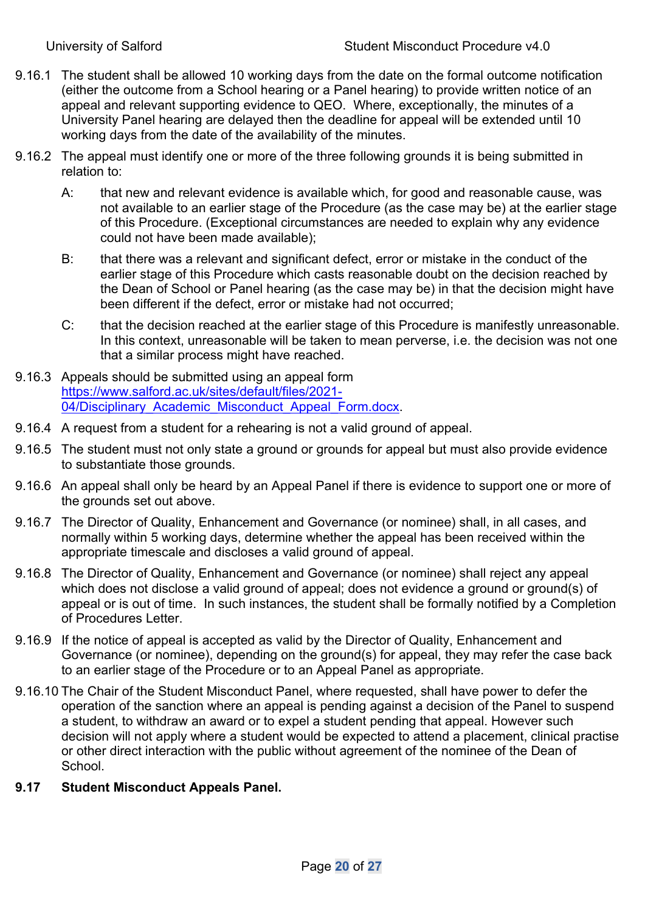9.16.1 The student shall be allowed 10 working days from the date on the formal outcome notification (either the outcome from a School hearing or a Panel hearing) to provide written notice of an appeal and relevant supporting evidence to QEO. Where, exceptionally, the minutes of a University Panel hearing are delayed then the deadline for appeal will be extended until 10 working days from the date of the availability of the minutes.

9.16.2 The appeal must identify one or more of the three following grounds it is being submitted in relation to:

A: that new and relevant evidence is available which, for good and reasonable cause, was not available to an earlier stage of the Procedure (as the case may be) at the earlier stage of this Procedure. (Exceptional circumstances are needed to explain why any evidence could not have been made available);

B: that there was a relevant and significant defect, error or mistake in the conduct of the earlier stage of this Procedure which casts reasonable doubt on the decision reached by the Dean of School or Panel hearing (as the case may be) in that the decision might have been different if the defect, error or mistake had not occurred;

C: that the decision reached at the earlier stage of this Procedure is manifestly unreasonable. In this context, unreasonable will be taken to mean perverse, i.e. the decision was not one that a similar process might have reached.

9.16.3 Appeals should be submitted using an appeal form [https://www.salford.ac.uk/sites/default/files/2021-04/Disciplinary_Academic_Misconduct_Appeal_Form.docx](https://www.salford.ac.uk/sites/default/files/2021-04/Disciplinary_Academic_Misconduct_Appeal_Form.docx).

9.16.4 A request from a student for a rehearing is not a valid ground of appeal.

9.16.5 The student must not only state a ground or grounds for appeal but must also provide evidence to substantiate those grounds.

9.16.6 An appeal shall only be heard by an Appeal Panel if there is evidence to support one or more of the grounds set out above.

9.16.7 The Director of Quality, Enhancement and Governance (or nominee) shall, in all cases, and normally within 5 working days, determine whether the appeal has been received within the appropriate timescale and discloses a valid ground of appeal.

9.16.8 The Director of Quality, Enhancement and Governance (or nominee) shall reject any appeal which does not disclose a valid ground of appeal; does not evidence a ground or ground(s) of appeal or is out of time. In such instances, the student shall be formally notified by a Completion of Procedures Letter.

9.16.9 If the notice of appeal is accepted as valid by the Director of Quality, Enhancement and Governance (or nominee), depending on the ground(s) for appeal, they may refer the case back to an earlier stage of the Procedure or to an Appeal Panel as appropriate.

9.16.10 The Chair of the Student Misconduct Panel, where requested, shall have power to defer the operation of the sanction where an appeal is pending against a decision of the Panel to suspend a student, to withdraw an award or to expel a student pending that appeal. However such decision will not apply where a student would be expected to attend a placement, clinical practise or other direct interaction with the public without agreement of the nominee of the Dean of School.

## 9.17 Student Misconduct Appeals Panel.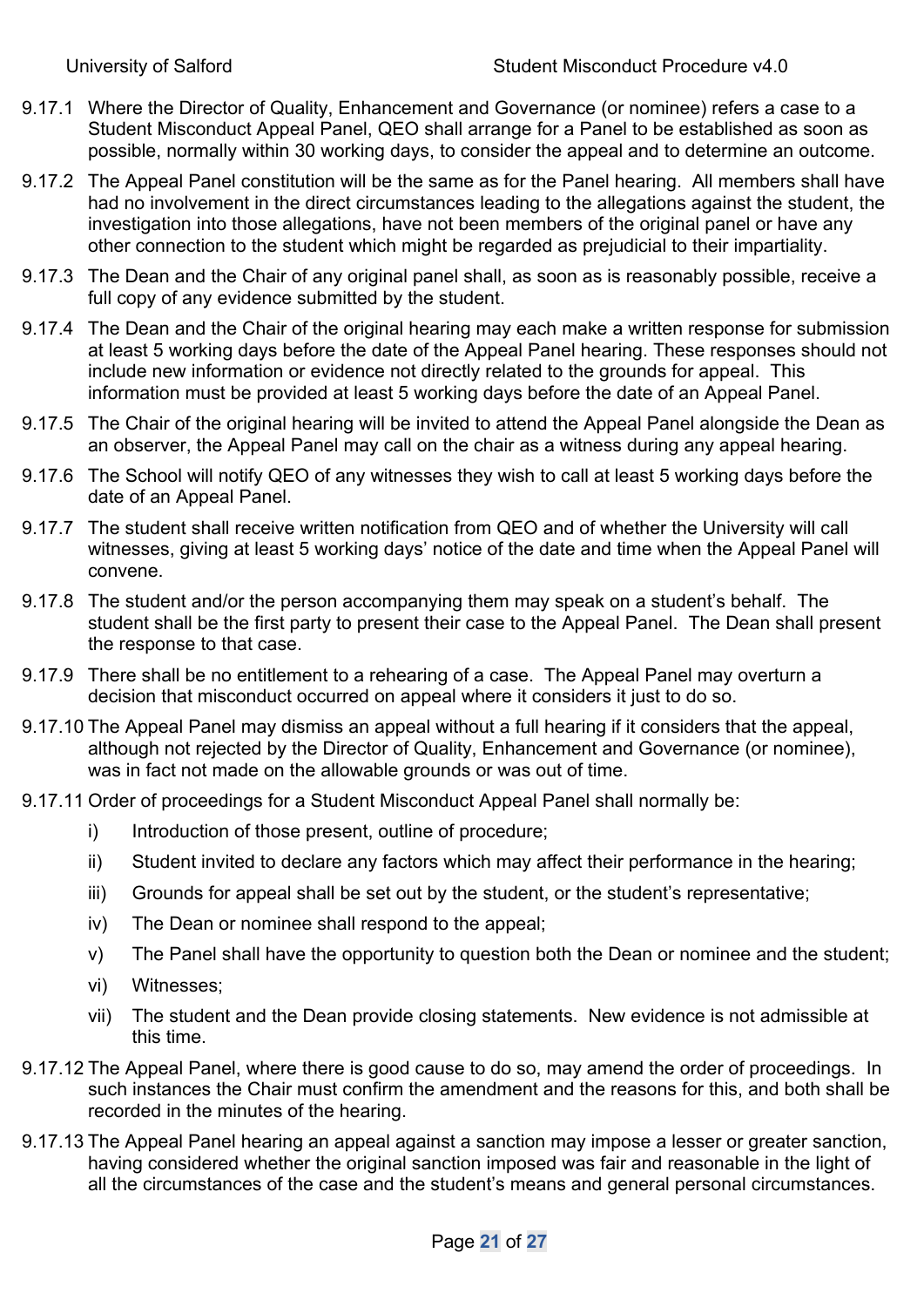9.17.1 Where the Director of Quality, Enhancement and Governance (or nominee) refers a case to a Student Misconduct Appeal Panel, QEO shall arrange for a Panel to be established as soon as possible, normally within 30 working days, to consider the appeal and to determine an outcome.

9.17.2 The Appeal Panel constitution will be the same as for the Panel hearing. All members shall have had no involvement in the direct circumstances leading to the allegations against the student, the investigation into those allegations, have not been members of the original panel or have any other connection to the student which might be regarded as prejudicial to their impartiality.

9.17.3 The Dean and the Chair of any original panel shall, as soon as is reasonably possible, receive a full copy of any evidence submitted by the student.

9.17.4 The Dean and the Chair of the original hearing may each make a written response for submission at least 5 working days before the date of the Appeal Panel hearing. These responses should not include new information or evidence not directly related to the grounds for appeal. This information must be provided at least 5 working days before the date of an Appeal Panel.

9.17.5 The Chair of the original hearing will be invited to attend the Appeal Panel alongside the Dean as an observer, the Appeal Panel may call on the chair as a witness during any appeal hearing.

9.17.6 The School will notify QEO of any witnesses they wish to call at least 5 working days before the date of an Appeal Panel.

9.17.7 The student shall receive written notification from QEO and of whether the University will call witnesses, giving at least 5 working days' notice of the date and time when the Appeal Panel will convene.

9.17.8 The student and/or the person accompanying them may speak on a student's behalf. The student shall be the first party to present their case to the Appeal Panel. The Dean shall present the response to that case.

9.17.9 There shall be no entitlement to a rehearing of a case. The Appeal Panel may overturn a decision that misconduct occurred on appeal where it considers it just to do so.

9.17.10 The Appeal Panel may dismiss an appeal without a full hearing if it considers that the appeal, although not rejected by the Director of Quality, Enhancement and Governance (or nominee), was in fact not made on the allowable grounds or was out of time.

9.17.11 Order of proceedings for a Student Misconduct Appeal Panel shall normally be:

i) Introduction of those present, outline of procedure;

ii) Student invited to declare any factors which may affect their performance in the hearing;

iii) Grounds for appeal shall be set out by the student, or the student's representative;

iv) The Dean or nominee shall respond to the appeal;

v) The Panel shall have the opportunity to question both the Dean or nominee and the student;

vi) Witnesses;

vii) The student and the Dean provide closing statements. New evidence is not admissible at this time.

9.17.12 The Appeal Panel, where there is good cause to do so, may amend the order of proceedings. In such instances the Chair must confirm the amendment and the reasons for this, and both shall be recorded in the minutes of the hearing.

9.17.13 The Appeal Panel hearing an appeal against a sanction may impose a lesser or greater sanction, having considered whether the original sanction imposed was fair and reasonable in the light of all the circumstances of the case and the student's means and general personal circumstances.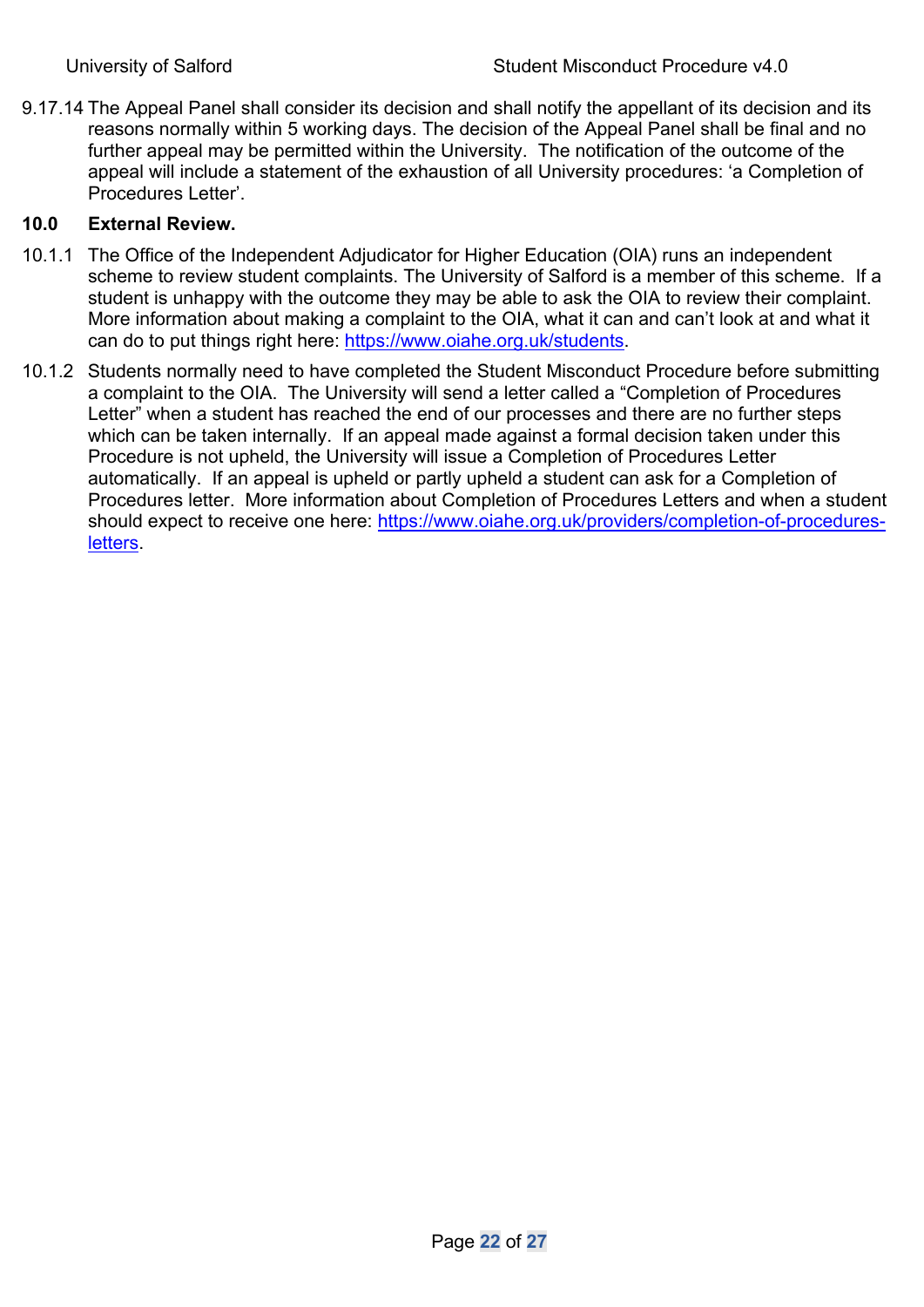9.17.14 The Appeal Panel shall consider its decision and shall notify the appellant of its decision and its reasons normally within 5 working days. The decision of the Appeal Panel shall be final and no further appeal may be permitted within the University. The notification of the outcome of the appeal will include a statement of the exhaustion of all University procedures: 'a Completion of Procedures Letter'.

## 10.0 External Review.

10.1.1 The Office of the Independent Adjudicator for Higher Education (OIA) runs an independent scheme to review student complaints. The University of Salford is a member of this scheme. If a student is unhappy with the outcome they may be able to ask the OIA to review their complaint. More information about making a complaint to the OIA, what it can and can't look at and what it can do to put things right here: [https://www.oiahe.org.uk/students](https://www.oiahe.org.uk/students).

10.1.2 Students normally need to have completed the Student Misconduct Procedure before submitting a complaint to the OIA. The University will send a letter called a "Completion of Procedures Letter" when a student has reached the end of our processes and there are no further steps which can be taken internally. If an appeal made against a formal decision taken under this Procedure is not upheld, the University will issue a Completion of Procedures Letter automatically. If an appeal is upheld or partly upheld a student can ask for a Completion of Procedures letter. More information about Completion of Procedures Letters and when a student should expect to receive one here: [https://www.oiahe.org.uk/providers/completion-of-procedures-letters](https://www.oiahe.org.uk/providers/completion-of-procedures-letters).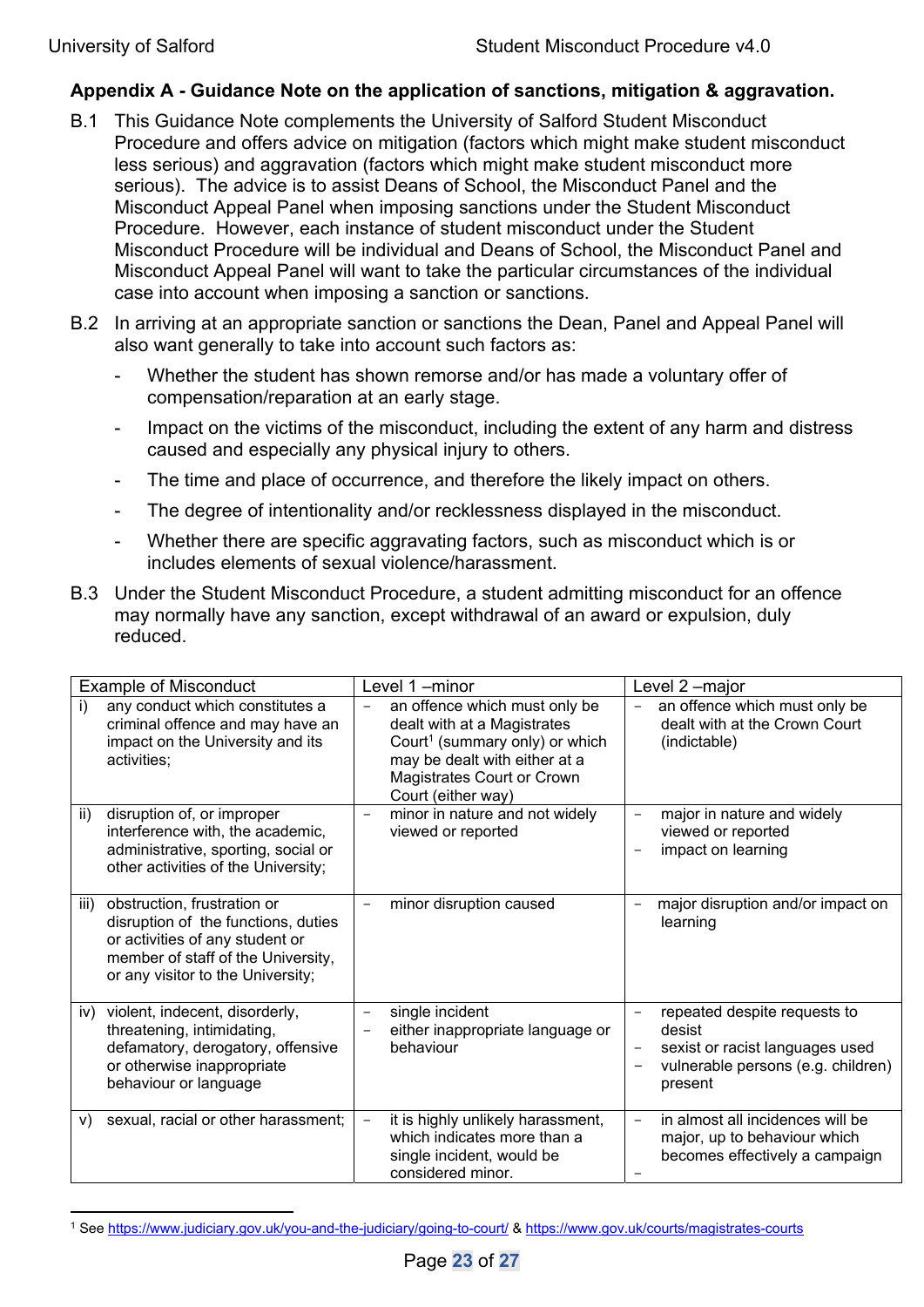## Appendix A - Guidance Note on the application of sanctions, mitigation & aggravation.

B.1 This Guidance Note complements the University of Salford Student Misconduct Procedure and offers advice on mitigation (factors which might make student misconduct less serious) and aggravation (factors which might make student misconduct more serious). The advice is to assist Deans of School, the Misconduct Panel and the Misconduct Appeal Panel when imposing sanctions under the Student Misconduct Procedure. However, each instance of student misconduct under the Student Misconduct Procedure will be individual and Deans of School, the Misconduct Panel and Misconduct Appeal Panel will want to take the particular circumstances of the individual case into account when imposing a sanction or sanctions.

B.2 In arriving at an appropriate sanction or sanctions the Dean, Panel and Appeal Panel will also want generally to take into account such factors as:

- Whether the student has shown remorse and/or has made a voluntary offer of compensation/reparation at an early stage.
- Impact on the victims of the misconduct, including the extent of any harm and distress caused and especially any physical injury to others.
- The time and place of occurrence, and therefore the likely impact on others.
- The degree of intentionality and/or recklessness displayed in the misconduct.
- Whether there are specific aggravating factors, such as misconduct which is or includes elements of sexual violence/harassment.

B.3 Under the Student Misconduct Procedure, a student admitting misconduct for an offence may normally have any sanction, except withdrawal of an award or expulsion, duly reduced.

| Example of Misconduct | Level 1 –minor | Level 2 –major |
|---|---|---|
| i) any conduct which constitutes a criminal offence and may have an impact on the University and its activities; | – an offence which must only be dealt with at a Magistrates Court[1] (summary only) or which may be dealt with either at a Magistrates Court or Crown Court (either way) | – an offence which must only be dealt with at the Crown Court (indictable) |
| ii) disruption of, or improper interference with, the academic, administrative, sporting, social or other activities of the University; | – minor in nature and not widely viewed or reported | – major in nature and widely viewed or reported<br>– impact on learning |
| iii) obstruction, frustration or disruption of the functions, duties or activities of any student or member of staff of the University, or any visitor to the University; | – minor disruption caused | – major disruption and/or impact on learning |
| iv) violent, indecent, disorderly, threatening, intimidating, defamatory, derogatory, offensive or otherwise inappropriate behaviour or language | – single incident<br>– either inappropriate language or behaviour | – repeated despite requests to desist<br>– sexist or racist languages used<br>– vulnerable persons (e.g. children) present |
| v) sexual, racial or other harassment; | – it is highly unlikely harassment, which indicates more than a single incident, would be considered minor. | – in almost all incidences will be major, up to behaviour which becomes effectively a campaign<br>– |

[1] See https://www.judiciary.gov.uk/you-and-the-judiciary/going-to-court/ & https://www.gov.uk/courts/magistrates-courts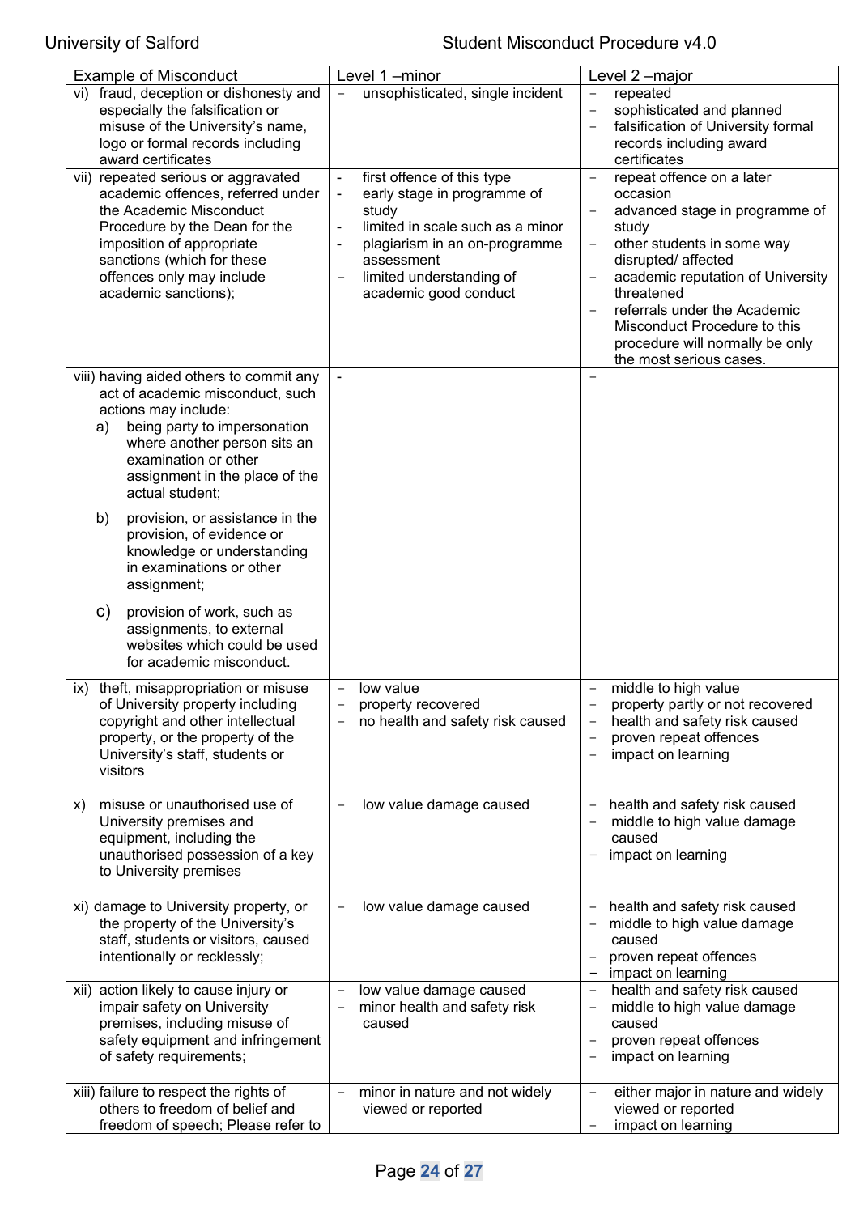| Example of Misconduct | Level 1 –minor | Level 2 –major |
|---|---|---|
| vi) fraud, deception or dishonesty and especially the falsification or misuse of the University's name, logo or formal records including award certificates | – unsophisticated, single incident | – repeated<br>– sophisticated and planned<br>– falsification of University formal records including award certificates |
| vii) repeated serious or aggravated academic offences, referred under the Academic Misconduct Procedure by the Dean for the imposition of appropriate sanctions (which for these offences only may include academic sanctions); | - first offence of this type<br>- early stage in programme of study<br>- limited in scale such as a minor<br>- plagiarism in an on-programme assessment<br>– limited understanding of academic good conduct | – repeat offence on a later occasion<br>– advanced stage in programme of study<br>– other students in some way disrupted/ affected<br>– academic reputation of University threatened<br>– referrals under the Academic Misconduct Procedure to this procedure will normally be only the most serious cases. |
| viii) having aided others to commit any act of academic misconduct, such actions may include:<br>a) being party to impersonation where another person sits an examination or other assignment in the place of the actual student;<br>b) provision, or assistance in the provision, of evidence or knowledge or understanding in examinations or other assignment;<br>c) provision of work, such as assignments, to external websites which could be used for academic misconduct. | - | – |
| ix) theft, misappropriation or misuse of University property including copyright and other intellectual property, or the property of the University's staff, students or visitors | – low value<br>– property recovered<br>– no health and safety risk caused | – middle to high value<br>– property partly or not recovered<br>– health and safety risk caused<br>– proven repeat offences<br>– impact on learning |
| x) misuse or unauthorised use of University premises and equipment, including the unauthorised possession of a key to University premises | – low value damage caused | – health and safety risk caused<br>– middle to high value damage caused<br>– impact on learning |
| xi) damage to University property, or the property of the University's staff, students or visitors, caused intentionally or recklessly; | – low value damage caused | – health and safety risk caused<br>– middle to high value damage caused<br>– proven repeat offences<br>– impact on learning |
| xii) action likely to cause injury or impair safety on University premises, including misuse of safety equipment and infringement of safety requirements; | – low value damage caused<br>– minor health and safety risk caused | – health and safety risk caused<br>– middle to high value damage caused<br>– proven repeat offences<br>– impact on learning |
| xiii) failure to respect the rights of others to freedom of belief and freedom of speech; Please refer to | – minor in nature and not widely viewed or reported | – either major in nature and widely viewed or reported<br>– impact on learning |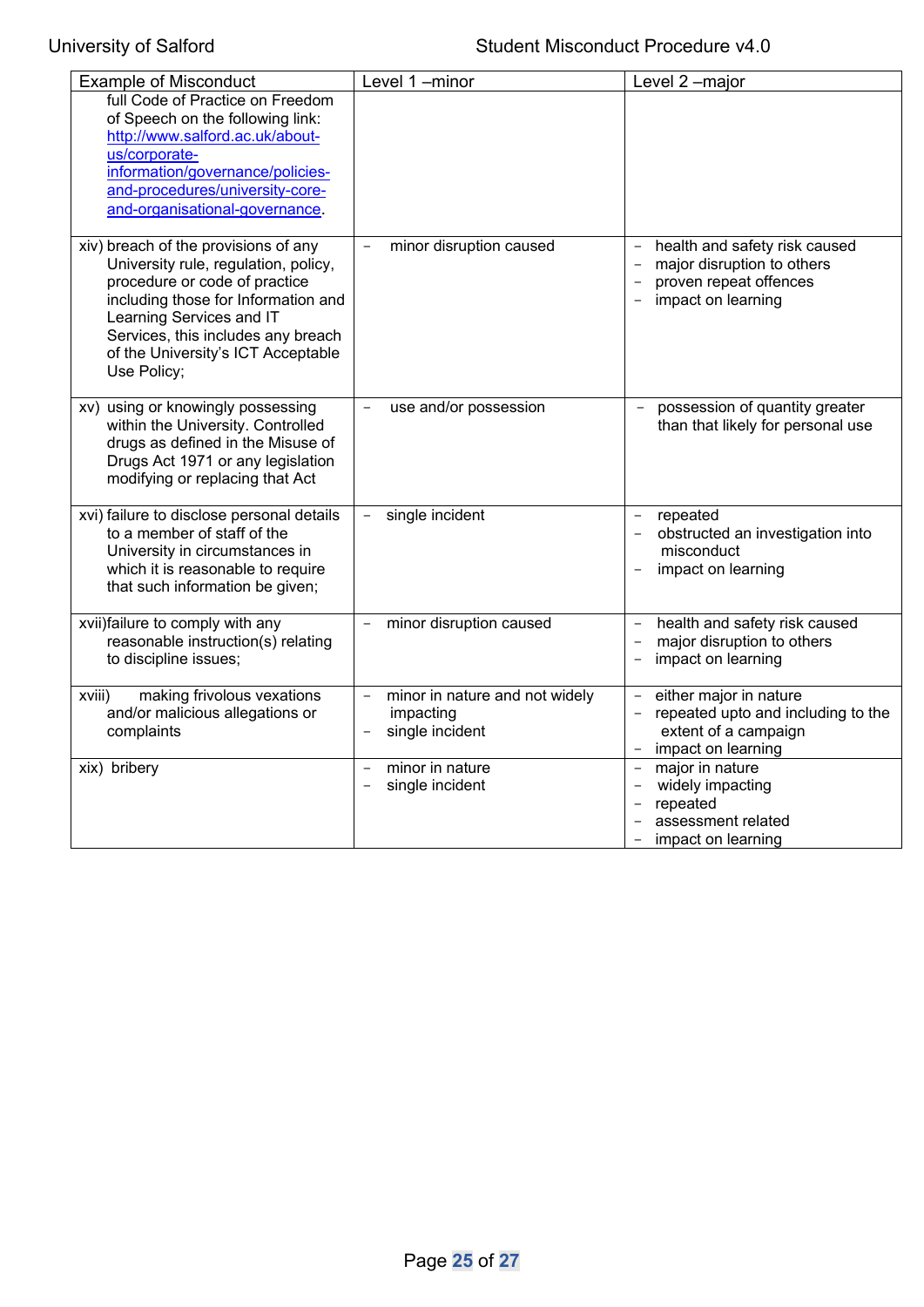| Example of Misconduct | Level 1 –minor | Level 2 –major |
|---|---|---|
| full Code of Practice on Freedom of Speech on the following link: [http://www.salford.ac.uk/about-us/corporate-information/governance/policies-and-procedures/university-core-and-organisational-governance](http://www.salford.ac.uk/about-us/corporate-information/governance/policies-and-procedures/university-core-and-organisational-governance). | | |
| xiv) breach of the provisions of any University rule, regulation, policy, procedure or code of practice including those for Information and Learning Services and IT Services, this includes any breach of the University's ICT Acceptable Use Policy; | – minor disruption caused | – health and safety risk caused<br>– major disruption to others<br>– proven repeat offences<br>– impact on learning |
| xv) using or knowingly possessing within the University. Controlled drugs as defined in the Misuse of Drugs Act 1971 or any legislation modifying or replacing that Act | – use and/or possession | – possession of quantity greater than that likely for personal use |
| xvi) failure to disclose personal details to a member of staff of the University in circumstances in which it is reasonable to require that such information be given; | – single incident | – repeated<br>– obstructed an investigation into misconduct<br>– impact on learning |
| xvii)failure to comply with any reasonable instruction(s) relating to discipline issues; | – minor disruption caused | – health and safety risk caused<br>– major disruption to others<br>– impact on learning |
| xviii) making frivolous vexations and/or malicious allegations or complaints | – minor in nature and not widely impacting<br>– single incident | – either major in nature<br>– repeated upto and including to the extent of a campaign<br>– impact on learning |
| xix) bribery | – minor in nature<br>– single incident | – major in nature<br>– widely impacting<br>– repeated<br>– assessment related<br>– impact on learning |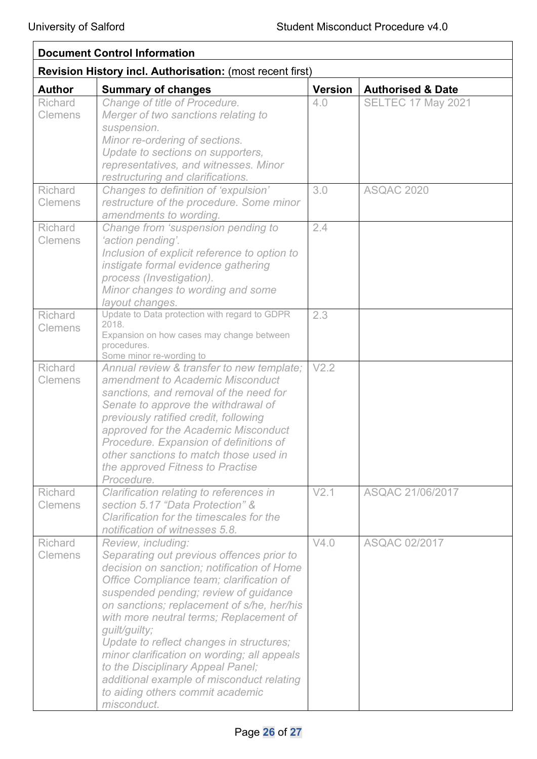| **Document Control Information** | | | |
|---|---|---|---|
| **Revision History incl. Authorisation:** (most recent first) | | | |
| **Author** | **Summary of changes** | **Version** | **Authorised & Date** |
| Richard Clemens | *Change of title of Procedure.*<br>*Merger of two sanctions relating to suspension.*<br>*Minor re-ordering of sections.*<br>*Update to sections on supporters, representatives, and witnesses. Minor restructuring and clarifications.* | 4.0 | SELTEC 17 May 2021 |
| Richard Clemens | *Changes to definition of 'expulsion' restructure of the procedure. Some minor amendments to wording.* | 3.0 | ASQAC 2020 |
| Richard Clemens | *Change from 'suspension pending to 'action pending'.*<br>*Inclusion of explicit reference to option to instigate formal evidence gathering process (Investigation).*<br>*Minor changes to wording and some layout changes.* | 2.4 | |
| Richard Clemens | Update to Data protection with regard to GDPR 2018.<br>Expansion on how cases may change between procedures.<br>Some minor re-wording to | 2.3 | |
| Richard Clemens | *Annual review & transfer to new template; amendment to Academic Misconduct sanctions, and removal of the need for Senate to approve the withdrawal of previously ratified credit, following approved for the Academic Misconduct Procedure. Expansion of definitions of other sanctions to match those used in the approved Fitness to Practise Procedure.* | V2.2 | |
| Richard Clemens | *Clarification relating to references in section 5.17 "Data Protection" & Clarification for the timescales for the notification of witnesses 5.8.* | V2.1 | ASQAC 21/06/2017 |
| Richard Clemens | *Review, including:*<br>*Separating out previous offences prior to decision on sanction; notification of Home Office Compliance team; clarification of suspended pending; review of guidance on sanctions; replacement of s/he, her/his with more neutral terms; Replacement of guilt/guilty;*<br>*Update to reflect changes in structures; minor clarification on wording; all appeals to the Disciplinary Appeal Panel; additional example of misconduct relating to aiding others commit academic misconduct.* | V4.0 | ASQAC 02/2017 |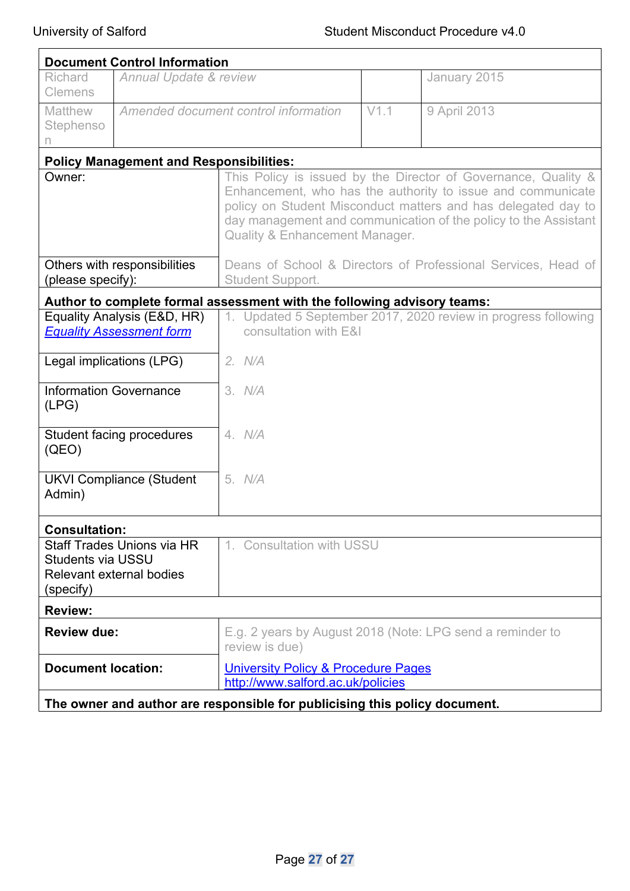| **Document Control Information** | | | |
|---|---|---|---|
| Richard Clemens | *Annual Update & review* | | January 2015 |
| Matthew Stephenson | *Amended document control information* | V1.1 | 9 April 2013 |

| **Policy Management and Responsibilities:** | |
|---|---|
| Owner: | This Policy is issued by the Director of Governance, Quality & Enhancement, who has the authority to issue and communicate policy on Student Misconduct matters and has delegated day to day management and communication of the policy to the Assistant Quality & Enhancement Manager. |
| Others with responsibilities (please specify): | Deans of School & Directors of Professional Services, Head of Student Support. |
| **Author to complete formal assessment with the following advisory teams:** | |
| Equality Analysis (E&D, HR) *[Equality Assessment form](Equality Assessment form)* | 1. Updated 5 September 2017, 2020 review in progress following consultation with E&I |
| Legal implications (LPG) | 2. *N/A* |
| Information Governance (LPG) | 3. *N/A* |
| Student facing procedures (QEO) | 4. *N/A* |
| UKVI Compliance (Student Admin) | 5. *N/A* |
| **Consultation:** | |
| Staff Trades Unions via HR<br>Students via USSU<br>Relevant external bodies (specify) | 1. Consultation with USSU |
| **Review:** | |
| **Review due:** | E.g. 2 years by August 2018 (Note: LPG send a reminder to review is due) |
| **Document location:** | [University Policy & Procedure Pages](http://www.salford.ac.uk/policies)<br>http://www.salford.ac.uk/policies |
| **The owner and author are responsible for publicising this policy document.** | |